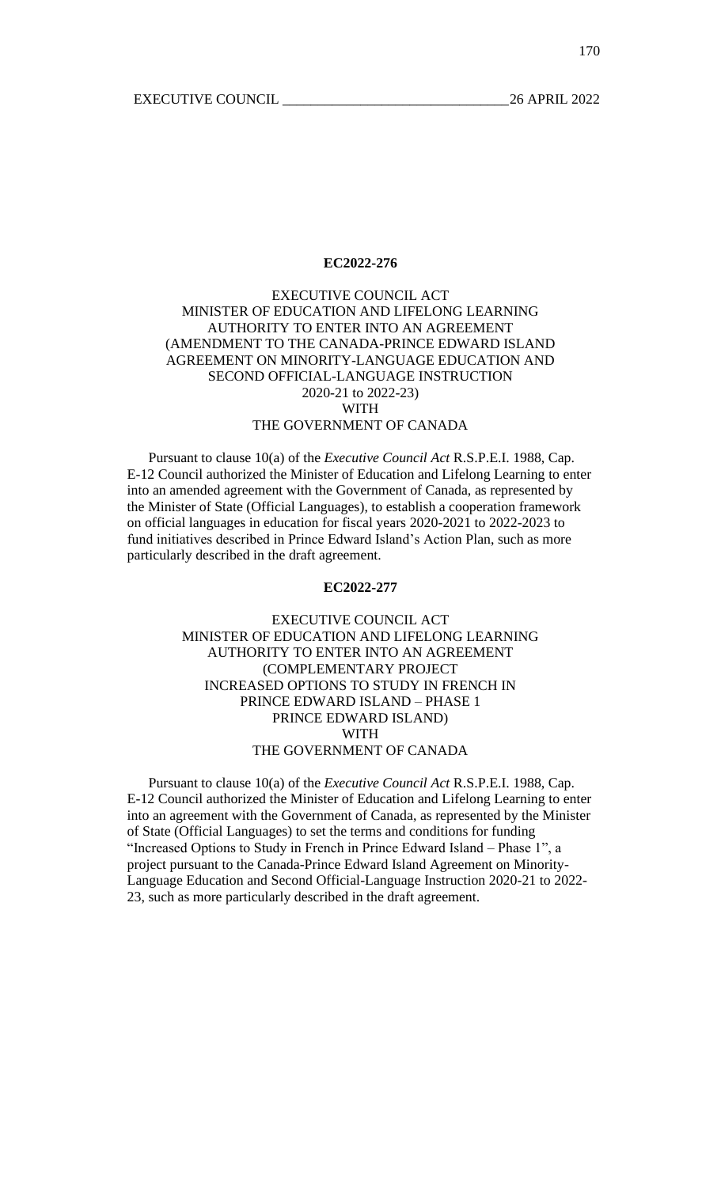## EC2022-276

EXECUTIVE COUNCIL ACT
MINISTER OF EDUCATION AND LIFELONG LEARNING
AUTHORITY TO ENTER INTO AN AGREEMENT
(AMENDMENT TO THE CANADA-PRINCE EDWARD ISLAND
AGREEMENT ON MINORITY-LANGUAGE EDUCATION AND
SECOND OFFICIAL-LANGUAGE INSTRUCTION
2020-21 to 2022-23)
WITH
THE GOVERNMENT OF CANADA

Pursuant to clause 10(a) of the *Executive Council Act* R.S.P.E.I. 1988, Cap. E-12 Council authorized the Minister of Education and Lifelong Learning to enter into an amended agreement with the Government of Canada, as represented by the Minister of State (Official Languages), to establish a cooperation framework on official languages in education for fiscal years 2020-2021 to 2022-2023 to fund initiatives described in Prince Edward Island's Action Plan, such as more particularly described in the draft agreement.

## EC2022-277

EXECUTIVE COUNCIL ACT
MINISTER OF EDUCATION AND LIFELONG LEARNING
AUTHORITY TO ENTER INTO AN AGREEMENT
(COMPLEMENTARY PROJECT
INCREASED OPTIONS TO STUDY IN FRENCH IN
PRINCE EDWARD ISLAND – PHASE 1
PRINCE EDWARD ISLAND)
WITH
THE GOVERNMENT OF CANADA

Pursuant to clause 10(a) of the *Executive Council Act* R.S.P.E.I. 1988, Cap. E-12 Council authorized the Minister of Education and Lifelong Learning to enter into an agreement with the Government of Canada, as represented by the Minister of State (Official Languages) to set the terms and conditions for funding "Increased Options to Study in French in Prince Edward Island – Phase 1", a project pursuant to the Canada-Prince Edward Island Agreement on Minority-Language Education and Second Official-Language Instruction 2020-21 to 2022-23, such as more particularly described in the draft agreement.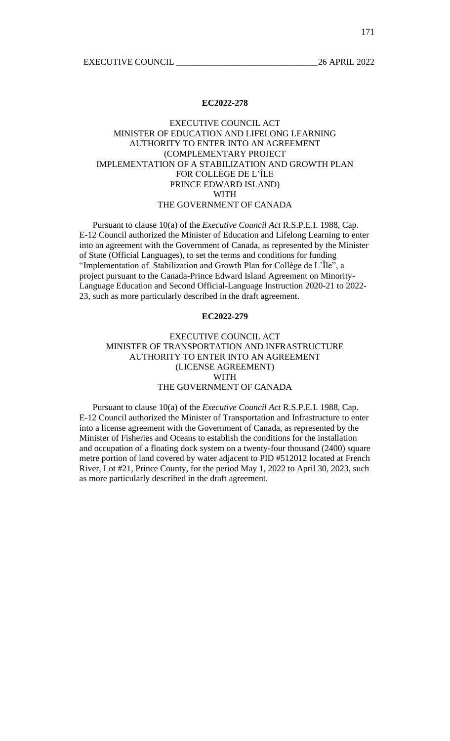**EC2022-278**

EXECUTIVE COUNCIL ACT
MINISTER OF EDUCATION AND LIFELONG LEARNING
AUTHORITY TO ENTER INTO AN AGREEMENT
(COMPLEMENTARY PROJECT
IMPLEMENTATION OF A STABILIZATION AND GROWTH PLAN
FOR COLLÈGE DE L'ÎLE
PRINCE EDWARD ISLAND)
WITH
THE GOVERNMENT OF CANADA

Pursuant to clause 10(a) of the *Executive Council Act* R.S.P.E.I. 1988, Cap. E-12 Council authorized the Minister of Education and Lifelong Learning to enter into an agreement with the Government of Canada, as represented by the Minister of State (Official Languages), to set the terms and conditions for funding "Implementation of Stabilization and Growth Plan for Collège de L'Île", a project pursuant to the Canada-Prince Edward Island Agreement on Minority-Language Education and Second Official-Language Instruction 2020-21 to 2022-23, such as more particularly described in the draft agreement.

**EC2022-279**

EXECUTIVE COUNCIL ACT
MINISTER OF TRANSPORTATION AND INFRASTRUCTURE
AUTHORITY TO ENTER INTO AN AGREEMENT
(LICENSE AGREEMENT)
WITH
THE GOVERNMENT OF CANADA

Pursuant to clause 10(a) of the *Executive Council Act* R.S.P.E.I. 1988, Cap. E-12 Council authorized the Minister of Transportation and Infrastructure to enter into a license agreement with the Government of Canada, as represented by the Minister of Fisheries and Oceans to establish the conditions for the installation and occupation of a floating dock system on a twenty-four thousand (2400) square metre portion of land covered by water adjacent to PID #512012 located at French River, Lot #21, Prince County, for the period May 1, 2022 to April 30, 2023, such as more particularly described in the draft agreement.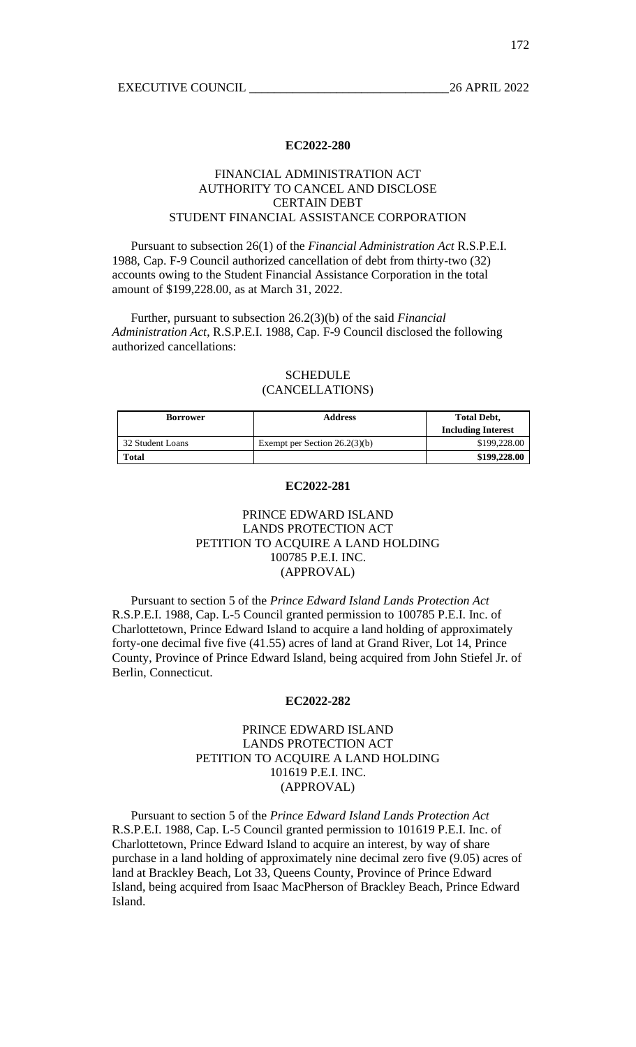**EC2022-280**

FINANCIAL ADMINISTRATION ACT
AUTHORITY TO CANCEL AND DISCLOSE
CERTAIN DEBT
STUDENT FINANCIAL ASSISTANCE CORPORATION

Pursuant to subsection 26(1) of the *Financial Administration Act* R.S.P.E.I. 1988, Cap. F-9 Council authorized cancellation of debt from thirty-two (32) accounts owing to the Student Financial Assistance Corporation in the total amount of $199,228.00, as at March 31, 2022.

Further, pursuant to subsection 26.2(3)(b) of the said *Financial Administration Act*, R.S.P.E.I. 1988, Cap. F-9 Council disclosed the following authorized cancellations:

SCHEDULE
(CANCELLATIONS)

| **Borrower** | **Address** | **Total Debt, Including Interest** |
|---|---|---|
| 32 Student Loans | Exempt per Section 26.2(3)(b) | $199,228.00 |
| **Total** | | **$199,228.00** |

**EC2022-281**

PRINCE EDWARD ISLAND
LANDS PROTECTION ACT
PETITION TO ACQUIRE A LAND HOLDING
100785 P.E.I. INC.
(APPROVAL)

Pursuant to section 5 of the *Prince Edward Island Lands Protection Act* R.S.P.E.I. 1988, Cap. L-5 Council granted permission to 100785 P.E.I. Inc. of Charlottetown, Prince Edward Island to acquire a land holding of approximately forty-one decimal five five (41.55) acres of land at Grand River, Lot 14, Prince County, Province of Prince Edward Island, being acquired from John Stiefel Jr. of Berlin, Connecticut.

**EC2022-282**

PRINCE EDWARD ISLAND
LANDS PROTECTION ACT
PETITION TO ACQUIRE A LAND HOLDING
101619 P.E.I. INC.
(APPROVAL)

Pursuant to section 5 of the *Prince Edward Island Lands Protection Act* R.S.P.E.I. 1988, Cap. L-5 Council granted permission to 101619 P.E.I. Inc. of Charlottetown, Prince Edward Island to acquire an interest, by way of share purchase in a land holding of approximately nine decimal zero five (9.05) acres of land at Brackley Beach, Lot 33, Queens County, Province of Prince Edward Island, being acquired from Isaac MacPherson of Brackley Beach, Prince Edward Island.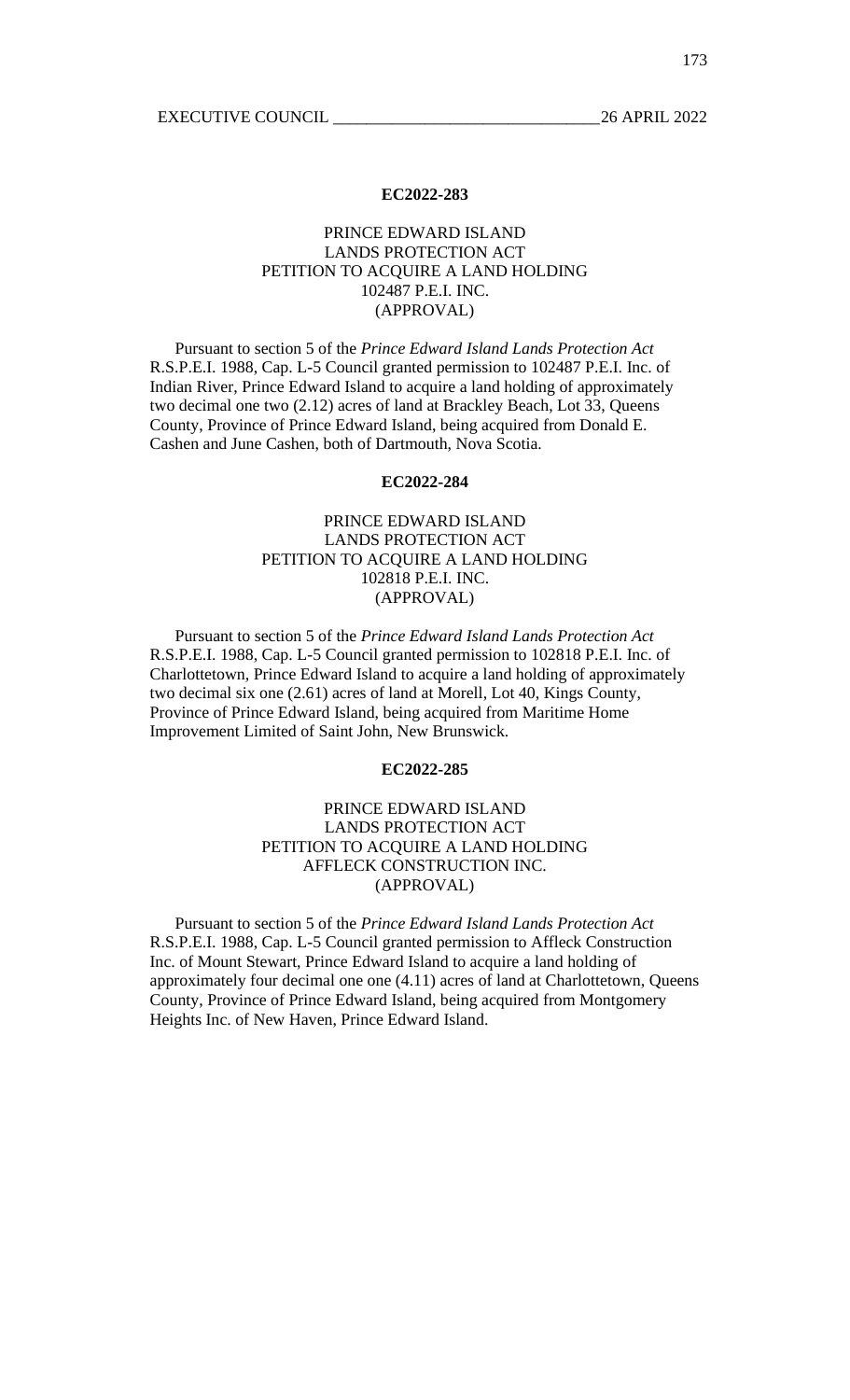**EC2022-283**

PRINCE EDWARD ISLAND
LANDS PROTECTION ACT
PETITION TO ACQUIRE A LAND HOLDING
102487 P.E.I. INC.
(APPROVAL)

Pursuant to section 5 of the *Prince Edward Island Lands Protection Act* R.S.P.E.I. 1988, Cap. L-5 Council granted permission to 102487 P.E.I. Inc. of Indian River, Prince Edward Island to acquire a land holding of approximately two decimal one two (2.12) acres of land at Brackley Beach, Lot 33, Queens County, Province of Prince Edward Island, being acquired from Donald E. Cashen and June Cashen, both of Dartmouth, Nova Scotia.

**EC2022-284**

PRINCE EDWARD ISLAND
LANDS PROTECTION ACT
PETITION TO ACQUIRE A LAND HOLDING
102818 P.E.I. INC.
(APPROVAL)

Pursuant to section 5 of the *Prince Edward Island Lands Protection Act* R.S.P.E.I. 1988, Cap. L-5 Council granted permission to 102818 P.E.I. Inc. of Charlottetown, Prince Edward Island to acquire a land holding of approximately two decimal six one (2.61) acres of land at Morell, Lot 40, Kings County, Province of Prince Edward Island, being acquired from Maritime Home Improvement Limited of Saint John, New Brunswick.

**EC2022-285**

PRINCE EDWARD ISLAND
LANDS PROTECTION ACT
PETITION TO ACQUIRE A LAND HOLDING
AFFLECK CONSTRUCTION INC.
(APPROVAL)

Pursuant to section 5 of the *Prince Edward Island Lands Protection Act* R.S.P.E.I. 1988, Cap. L-5 Council granted permission to Affleck Construction Inc. of Mount Stewart, Prince Edward Island to acquire a land holding of approximately four decimal one one (4.11) acres of land at Charlottetown, Queens County, Province of Prince Edward Island, being acquired from Montgomery Heights Inc. of New Haven, Prince Edward Island.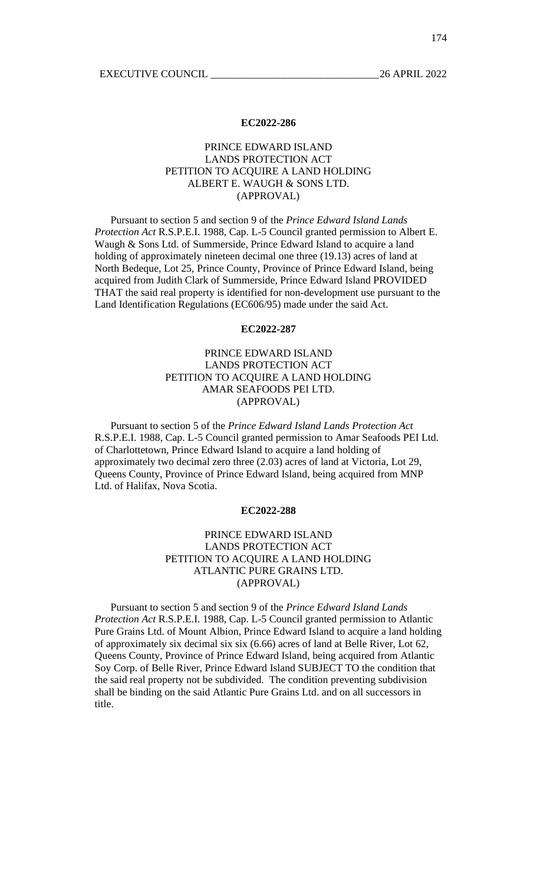### EC2022-286

PRINCE EDWARD ISLAND
LANDS PROTECTION ACT
PETITION TO ACQUIRE A LAND HOLDING
ALBERT E. WAUGH & SONS LTD.
(APPROVAL)

Pursuant to section 5 and section 9 of the *Prince Edward Island Lands Protection Act* R.S.P.E.I. 1988, Cap. L-5 Council granted permission to Albert E. Waugh & Sons Ltd. of Summerside, Prince Edward Island to acquire a land holding of approximately nineteen decimal one three (19.13) acres of land at North Bedeque, Lot 25, Prince County, Province of Prince Edward Island, being acquired from Judith Clark of Summerside, Prince Edward Island PROVIDED THAT the said real property is identified for non-development use pursuant to the Land Identification Regulations (EC606/95) made under the said Act.

### EC2022-287

PRINCE EDWARD ISLAND
LANDS PROTECTION ACT
PETITION TO ACQUIRE A LAND HOLDING
AMAR SEAFOODS PEI LTD.
(APPROVAL)

Pursuant to section 5 of the *Prince Edward Island Lands Protection Act* R.S.P.E.I. 1988, Cap. L-5 Council granted permission to Amar Seafoods PEI Ltd. of Charlottetown, Prince Edward Island to acquire a land holding of approximately two decimal zero three (2.03) acres of land at Victoria, Lot 29, Queens County, Province of Prince Edward Island, being acquired from MNP Ltd. of Halifax, Nova Scotia.

### EC2022-288

PRINCE EDWARD ISLAND
LANDS PROTECTION ACT
PETITION TO ACQUIRE A LAND HOLDING
ATLANTIC PURE GRAINS LTD.
(APPROVAL)

Pursuant to section 5 and section 9 of the *Prince Edward Island Lands Protection Act* R.S.P.E.I. 1988, Cap. L-5 Council granted permission to Atlantic Pure Grains Ltd. of Mount Albion, Prince Edward Island to acquire a land holding of approximately six decimal six six (6.66) acres of land at Belle River, Lot 62, Queens County, Province of Prince Edward Island, being acquired from Atlantic Soy Corp. of Belle River, Prince Edward Island SUBJECT TO the condition that the said real property not be subdivided. The condition preventing subdivision shall be binding on the said Atlantic Pure Grains Ltd. and on all successors in title.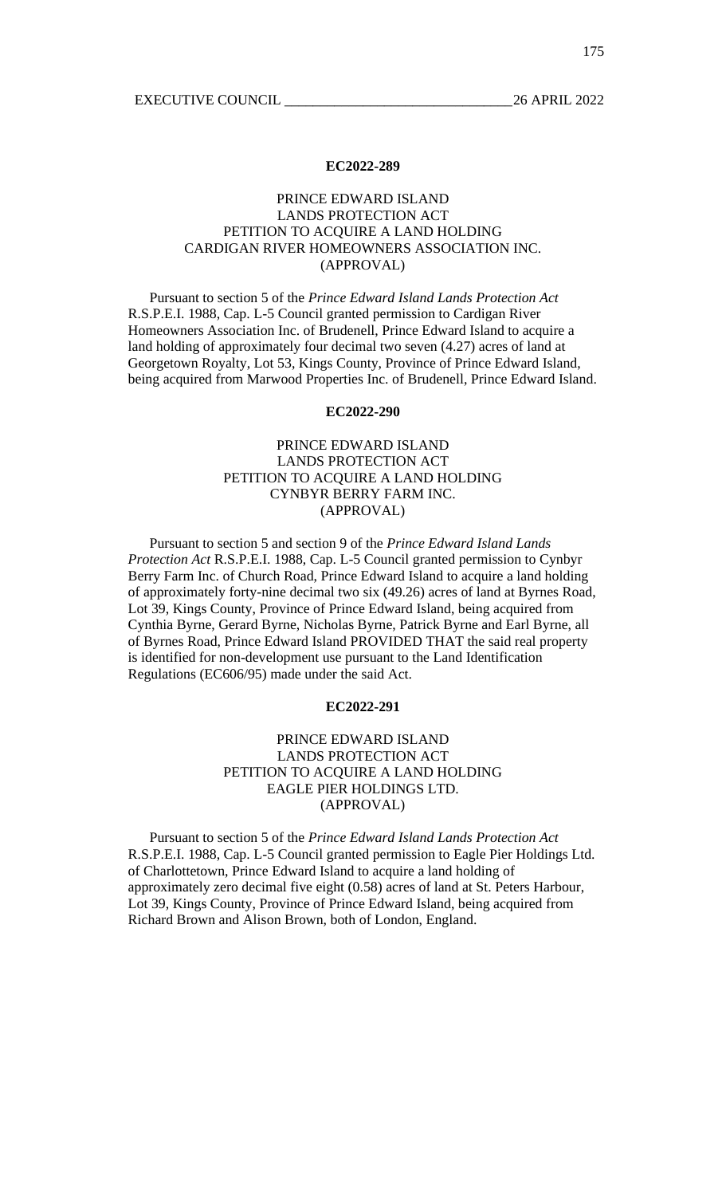**EC2022-289**

PRINCE EDWARD ISLAND
LANDS PROTECTION ACT
PETITION TO ACQUIRE A LAND HOLDING
CARDIGAN RIVER HOMEOWNERS ASSOCIATION INC.
(APPROVAL)

Pursuant to section 5 of the *Prince Edward Island Lands Protection Act* R.S.P.E.I. 1988, Cap. L-5 Council granted permission to Cardigan River Homeowners Association Inc. of Brudenell, Prince Edward Island to acquire a land holding of approximately four decimal two seven (4.27) acres of land at Georgetown Royalty, Lot 53, Kings County, Province of Prince Edward Island, being acquired from Marwood Properties Inc. of Brudenell, Prince Edward Island.

**EC2022-290**

PRINCE EDWARD ISLAND
LANDS PROTECTION ACT
PETITION TO ACQUIRE A LAND HOLDING
CYNBYR BERRY FARM INC.
(APPROVAL)

Pursuant to section 5 and section 9 of the *Prince Edward Island Lands Protection Act* R.S.P.E.I. 1988, Cap. L-5 Council granted permission to Cynbyr Berry Farm Inc. of Church Road, Prince Edward Island to acquire a land holding of approximately forty-nine decimal two six (49.26) acres of land at Byrnes Road, Lot 39, Kings County, Province of Prince Edward Island, being acquired from Cynthia Byrne, Gerard Byrne, Nicholas Byrne, Patrick Byrne and Earl Byrne, all of Byrnes Road, Prince Edward Island PROVIDED THAT the said real property is identified for non-development use pursuant to the Land Identification Regulations (EC606/95) made under the said Act.

**EC2022-291**

PRINCE EDWARD ISLAND
LANDS PROTECTION ACT
PETITION TO ACQUIRE A LAND HOLDING
EAGLE PIER HOLDINGS LTD.
(APPROVAL)

Pursuant to section 5 of the *Prince Edward Island Lands Protection Act* R.S.P.E.I. 1988, Cap. L-5 Council granted permission to Eagle Pier Holdings Ltd. of Charlottetown, Prince Edward Island to acquire a land holding of approximately zero decimal five eight (0.58) acres of land at St. Peters Harbour, Lot 39, Kings County, Province of Prince Edward Island, being acquired from Richard Brown and Alison Brown, both of London, England.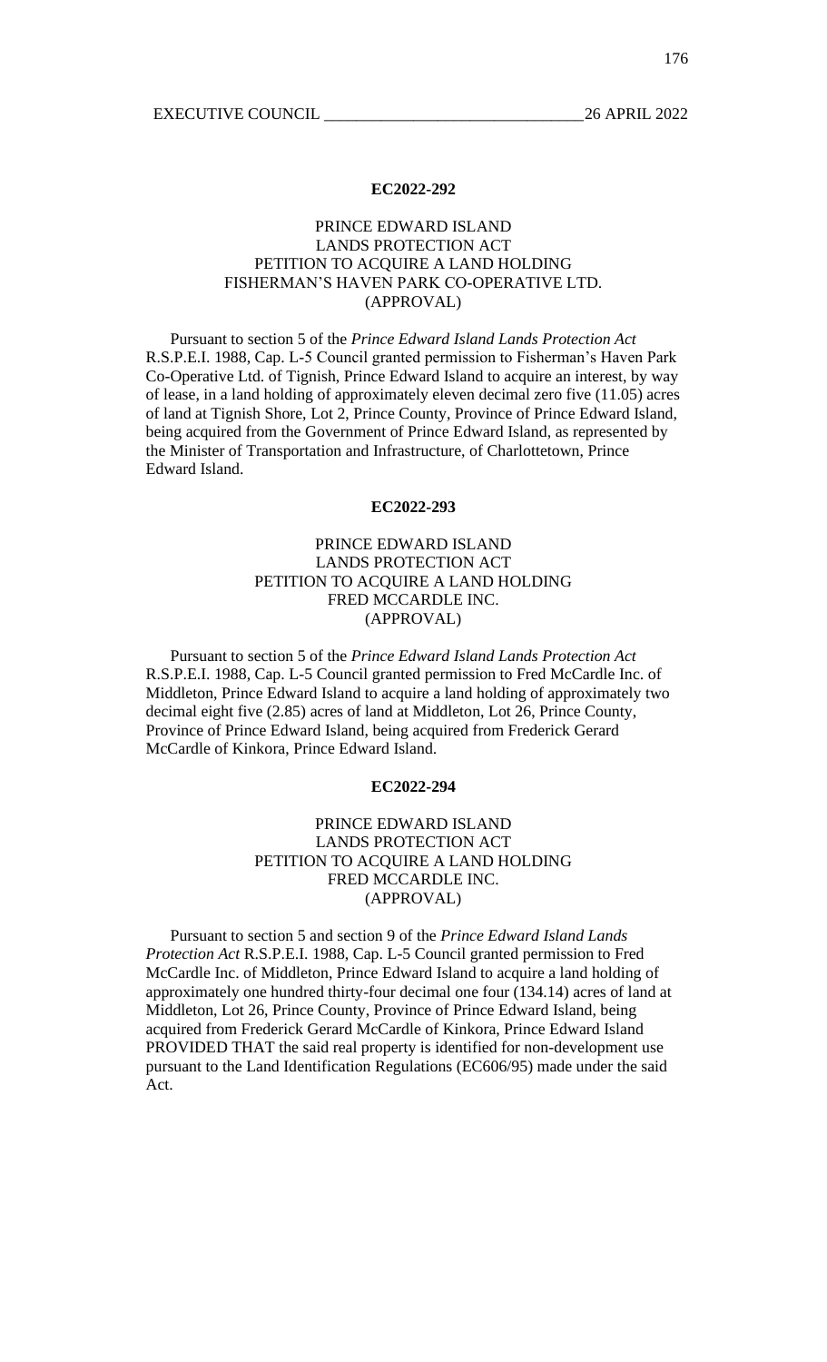## EC2022-292

### PRINCE EDWARD ISLAND LANDS PROTECTION ACT PETITION TO ACQUIRE A LAND HOLDING FISHERMAN'S HAVEN PARK CO-OPERATIVE LTD. (APPROVAL)

Pursuant to section 5 of the *Prince Edward Island Lands Protection Act* R.S.P.E.I. 1988, Cap. L-5 Council granted permission to Fisherman's Haven Park Co-Operative Ltd. of Tignish, Prince Edward Island to acquire an interest, by way of lease, in a land holding of approximately eleven decimal zero five (11.05) acres of land at Tignish Shore, Lot 2, Prince County, Province of Prince Edward Island, being acquired from the Government of Prince Edward Island, as represented by the Minister of Transportation and Infrastructure, of Charlottetown, Prince Edward Island.

## EC2022-293

### PRINCE EDWARD ISLAND LANDS PROTECTION ACT PETITION TO ACQUIRE A LAND HOLDING FRED MCCARDLE INC. (APPROVAL)

Pursuant to section 5 of the *Prince Edward Island Lands Protection Act* R.S.P.E.I. 1988, Cap. L-5 Council granted permission to Fred McCardle Inc. of Middleton, Prince Edward Island to acquire a land holding of approximately two decimal eight five (2.85) acres of land at Middleton, Lot 26, Prince County, Province of Prince Edward Island, being acquired from Frederick Gerard McCardle of Kinkora, Prince Edward Island.

## EC2022-294

### PRINCE EDWARD ISLAND LANDS PROTECTION ACT PETITION TO ACQUIRE A LAND HOLDING FRED MCCARDLE INC. (APPROVAL)

Pursuant to section 5 and section 9 of the *Prince Edward Island Lands Protection Act* R.S.P.E.I. 1988, Cap. L-5 Council granted permission to Fred McCardle Inc. of Middleton, Prince Edward Island to acquire a land holding of approximately one hundred thirty-four decimal one four (134.14) acres of land at Middleton, Lot 26, Prince County, Province of Prince Edward Island, being acquired from Frederick Gerard McCardle of Kinkora, Prince Edward Island PROVIDED THAT the said real property is identified for non-development use pursuant to the Land Identification Regulations (EC606/95) made under the said Act.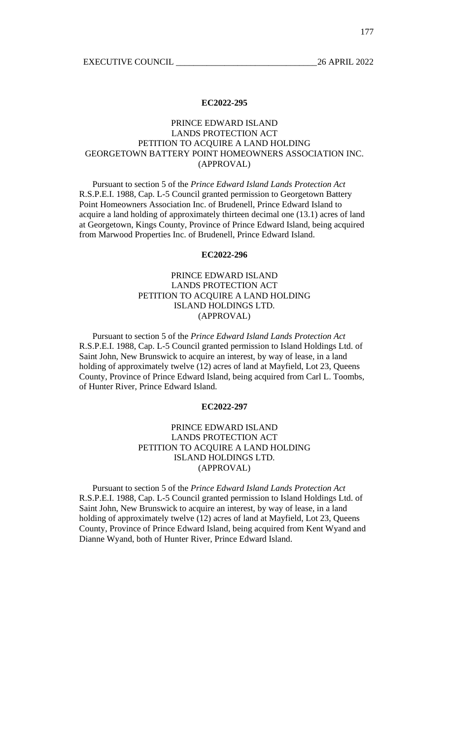## EC2022-295

### PRINCE EDWARD ISLAND
### LANDS PROTECTION ACT
### PETITION TO ACQUIRE A LAND HOLDING
### GEORGETOWN BATTERY POINT HOMEOWNERS ASSOCIATION INC.
### (APPROVAL)

Pursuant to section 5 of the *Prince Edward Island Lands Protection Act* R.S.P.E.I. 1988, Cap. L-5 Council granted permission to Georgetown Battery Point Homeowners Association Inc. of Brudenell, Prince Edward Island to acquire a land holding of approximately thirteen decimal one (13.1) acres of land at Georgetown, Kings County, Province of Prince Edward Island, being acquired from Marwood Properties Inc. of Brudenell, Prince Edward Island.

## EC2022-296

### PRINCE EDWARD ISLAND
### LANDS PROTECTION ACT
### PETITION TO ACQUIRE A LAND HOLDING
### ISLAND HOLDINGS LTD.
### (APPROVAL)

Pursuant to section 5 of the *Prince Edward Island Lands Protection Act* R.S.P.E.I. 1988, Cap. L-5 Council granted permission to Island Holdings Ltd. of Saint John, New Brunswick to acquire an interest, by way of lease, in a land holding of approximately twelve (12) acres of land at Mayfield, Lot 23, Queens County, Province of Prince Edward Island, being acquired from Carl L. Toombs, of Hunter River, Prince Edward Island.

## EC2022-297

### PRINCE EDWARD ISLAND
### LANDS PROTECTION ACT
### PETITION TO ACQUIRE A LAND HOLDING
### ISLAND HOLDINGS LTD.
### (APPROVAL)

Pursuant to section 5 of the *Prince Edward Island Lands Protection Act* R.S.P.E.I. 1988, Cap. L-5 Council granted permission to Island Holdings Ltd. of Saint John, New Brunswick to acquire an interest, by way of lease, in a land holding of approximately twelve (12) acres of land at Mayfield, Lot 23, Queens County, Province of Prince Edward Island, being acquired from Kent Wyand and Dianne Wyand, both of Hunter River, Prince Edward Island.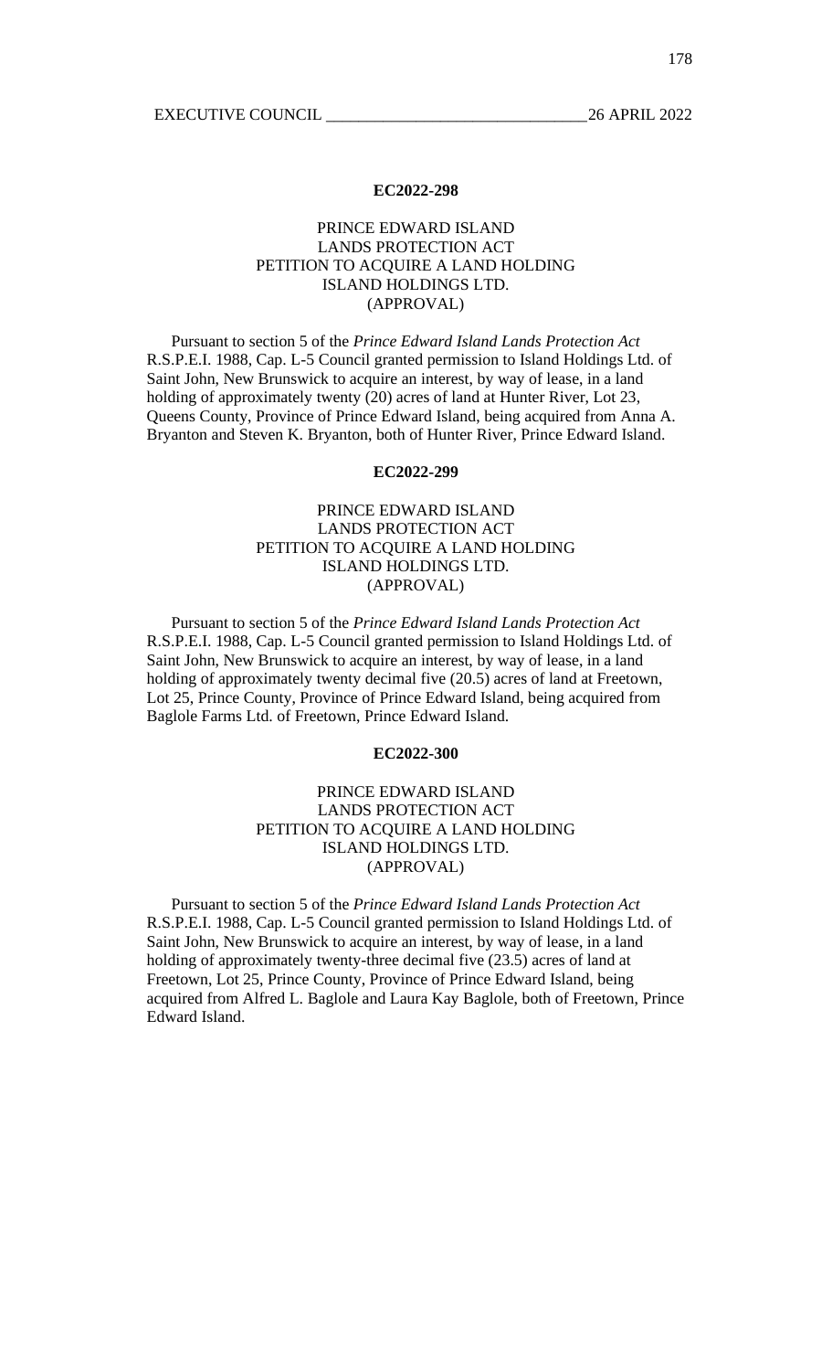**EC2022-298**

PRINCE EDWARD ISLAND
LANDS PROTECTION ACT
PETITION TO ACQUIRE A LAND HOLDING
ISLAND HOLDINGS LTD.
(APPROVAL)

Pursuant to section 5 of the *Prince Edward Island Lands Protection Act* R.S.P.E.I. 1988, Cap. L-5 Council granted permission to Island Holdings Ltd. of Saint John, New Brunswick to acquire an interest, by way of lease, in a land holding of approximately twenty (20) acres of land at Hunter River, Lot 23, Queens County, Province of Prince Edward Island, being acquired from Anna A. Bryanton and Steven K. Bryanton, both of Hunter River, Prince Edward Island.

**EC2022-299**

PRINCE EDWARD ISLAND
LANDS PROTECTION ACT
PETITION TO ACQUIRE A LAND HOLDING
ISLAND HOLDINGS LTD.
(APPROVAL)

Pursuant to section 5 of the *Prince Edward Island Lands Protection Act* R.S.P.E.I. 1988, Cap. L-5 Council granted permission to Island Holdings Ltd. of Saint John, New Brunswick to acquire an interest, by way of lease, in a land holding of approximately twenty decimal five (20.5) acres of land at Freetown, Lot 25, Prince County, Province of Prince Edward Island, being acquired from Baglole Farms Ltd. of Freetown, Prince Edward Island.

**EC2022-300**

PRINCE EDWARD ISLAND
LANDS PROTECTION ACT
PETITION TO ACQUIRE A LAND HOLDING
ISLAND HOLDINGS LTD.
(APPROVAL)

Pursuant to section 5 of the *Prince Edward Island Lands Protection Act* R.S.P.E.I. 1988, Cap. L-5 Council granted permission to Island Holdings Ltd. of Saint John, New Brunswick to acquire an interest, by way of lease, in a land holding of approximately twenty-three decimal five (23.5) acres of land at Freetown, Lot 25, Prince County, Province of Prince Edward Island, being acquired from Alfred L. Baglole and Laura Kay Baglole, both of Freetown, Prince Edward Island.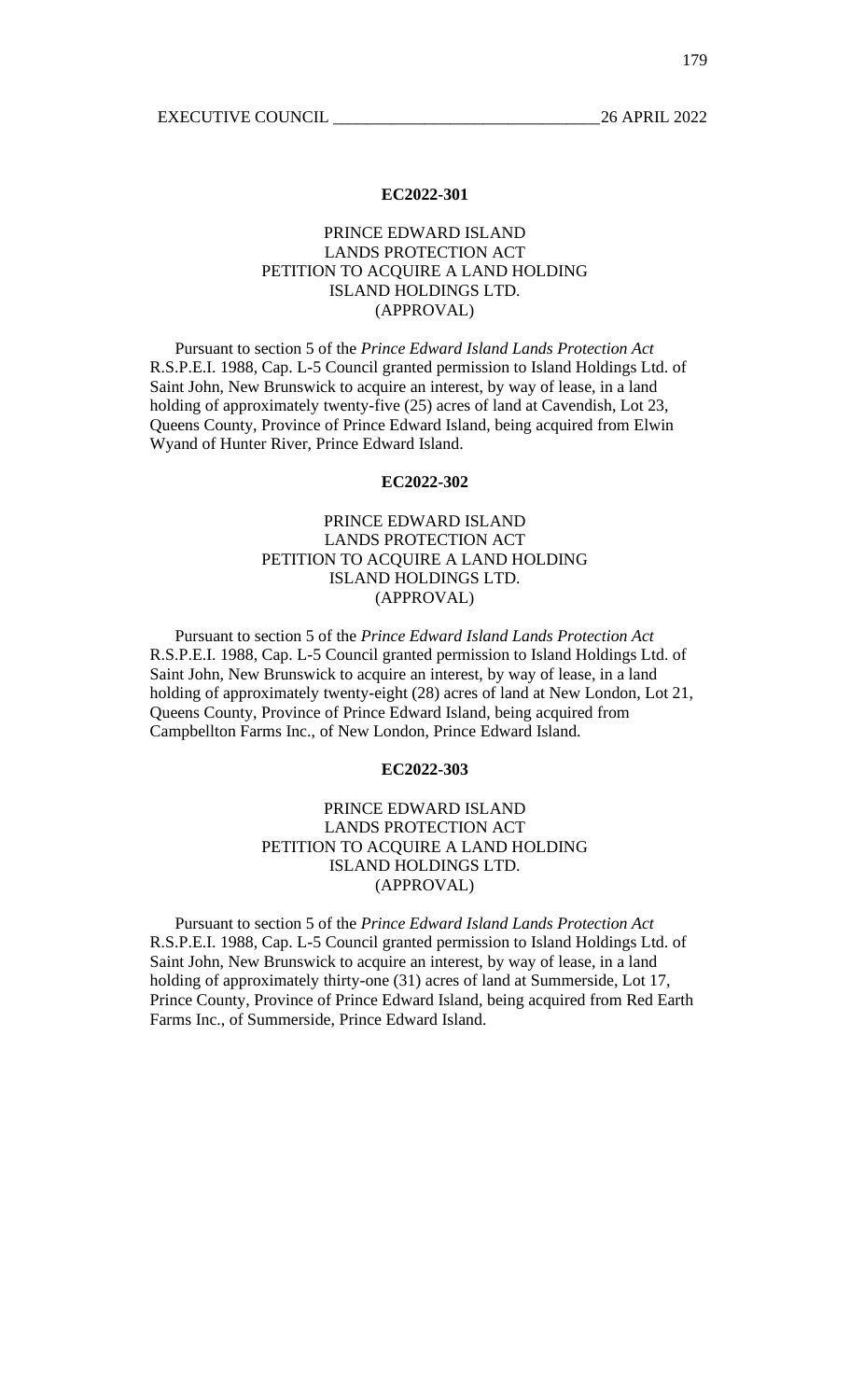### EC2022-301

PRINCE EDWARD ISLAND
LANDS PROTECTION ACT
PETITION TO ACQUIRE A LAND HOLDING
ISLAND HOLDINGS LTD.
(APPROVAL)

Pursuant to section 5 of the *Prince Edward Island Lands Protection Act* R.S.P.E.I. 1988, Cap. L-5 Council granted permission to Island Holdings Ltd. of Saint John, New Brunswick to acquire an interest, by way of lease, in a land holding of approximately twenty-five (25) acres of land at Cavendish, Lot 23, Queens County, Province of Prince Edward Island, being acquired from Elwin Wyand of Hunter River, Prince Edward Island.

### EC2022-302

PRINCE EDWARD ISLAND
LANDS PROTECTION ACT
PETITION TO ACQUIRE A LAND HOLDING
ISLAND HOLDINGS LTD.
(APPROVAL)

Pursuant to section 5 of the *Prince Edward Island Lands Protection Act* R.S.P.E.I. 1988, Cap. L-5 Council granted permission to Island Holdings Ltd. of Saint John, New Brunswick to acquire an interest, by way of lease, in a land holding of approximately twenty-eight (28) acres of land at New London, Lot 21, Queens County, Province of Prince Edward Island, being acquired from Campbellton Farms Inc., of New London, Prince Edward Island.

### EC2022-303

PRINCE EDWARD ISLAND
LANDS PROTECTION ACT
PETITION TO ACQUIRE A LAND HOLDING
ISLAND HOLDINGS LTD.
(APPROVAL)

Pursuant to section 5 of the *Prince Edward Island Lands Protection Act* R.S.P.E.I. 1988, Cap. L-5 Council granted permission to Island Holdings Ltd. of Saint John, New Brunswick to acquire an interest, by way of lease, in a land holding of approximately thirty-one (31) acres of land at Summerside, Lot 17, Prince County, Province of Prince Edward Island, being acquired from Red Earth Farms Inc., of Summerside, Prince Edward Island.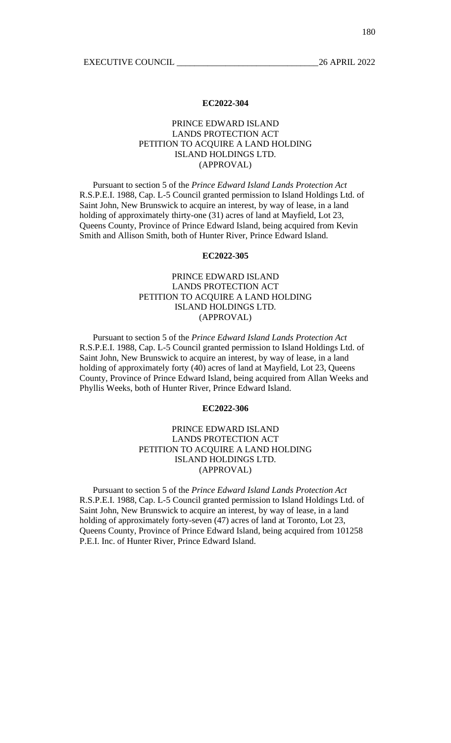## EC2022-304

### PRINCE EDWARD ISLAND LANDS PROTECTION ACT PETITION TO ACQUIRE A LAND HOLDING ISLAND HOLDINGS LTD. (APPROVAL)

Pursuant to section 5 of the *Prince Edward Island Lands Protection Act* R.S.P.E.I. 1988, Cap. L-5 Council granted permission to Island Holdings Ltd. of Saint John, New Brunswick to acquire an interest, by way of lease, in a land holding of approximately thirty-one (31) acres of land at Mayfield, Lot 23, Queens County, Province of Prince Edward Island, being acquired from Kevin Smith and Allison Smith, both of Hunter River, Prince Edward Island.

## EC2022-305

### PRINCE EDWARD ISLAND LANDS PROTECTION ACT PETITION TO ACQUIRE A LAND HOLDING ISLAND HOLDINGS LTD. (APPROVAL)

Pursuant to section 5 of the *Prince Edward Island Lands Protection Act* R.S.P.E.I. 1988, Cap. L-5 Council granted permission to Island Holdings Ltd. of Saint John, New Brunswick to acquire an interest, by way of lease, in a land holding of approximately forty (40) acres of land at Mayfield, Lot 23, Queens County, Province of Prince Edward Island, being acquired from Allan Weeks and Phyllis Weeks, both of Hunter River, Prince Edward Island.

## EC2022-306

### PRINCE EDWARD ISLAND LANDS PROTECTION ACT PETITION TO ACQUIRE A LAND HOLDING ISLAND HOLDINGS LTD. (APPROVAL)

Pursuant to section 5 of the *Prince Edward Island Lands Protection Act* R.S.P.E.I. 1988, Cap. L-5 Council granted permission to Island Holdings Ltd. of Saint John, New Brunswick to acquire an interest, by way of lease, in a land holding of approximately forty-seven (47) acres of land at Toronto, Lot 23, Queens County, Province of Prince Edward Island, being acquired from 101258 P.E.I. Inc. of Hunter River, Prince Edward Island.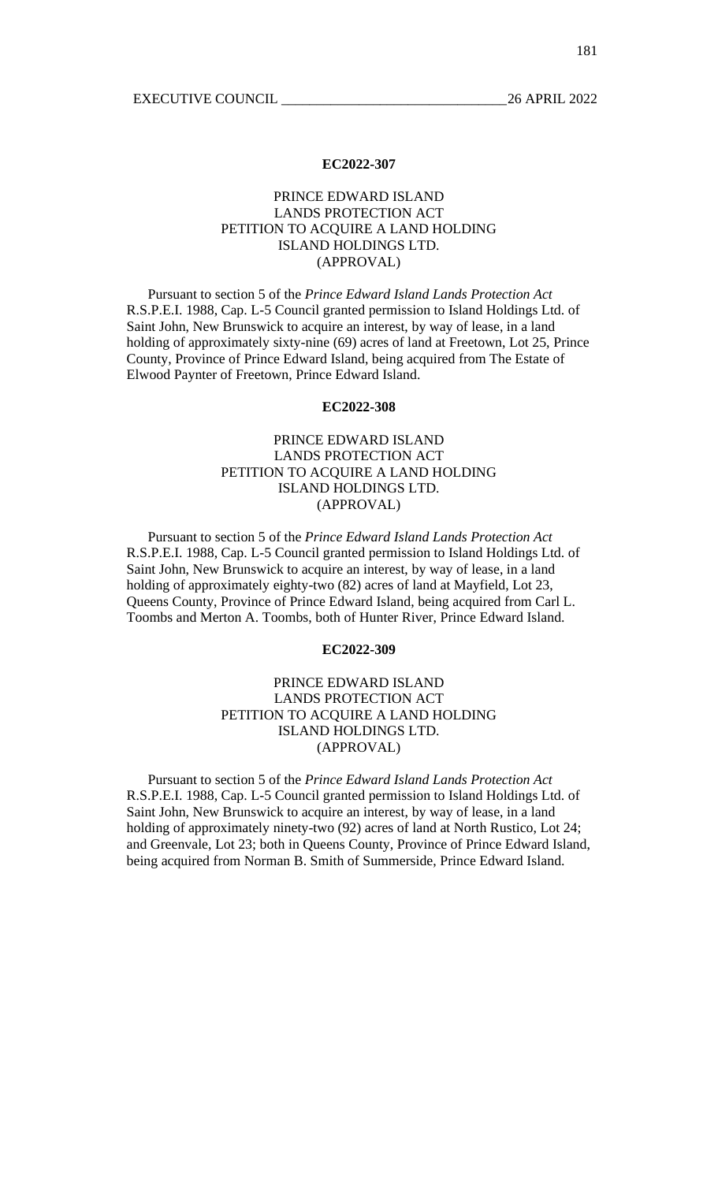**EC2022-307**

PRINCE EDWARD ISLAND
LANDS PROTECTION ACT
PETITION TO ACQUIRE A LAND HOLDING
ISLAND HOLDINGS LTD.
(APPROVAL)

Pursuant to section 5 of the *Prince Edward Island Lands Protection Act* R.S.P.E.I. 1988, Cap. L-5 Council granted permission to Island Holdings Ltd. of Saint John, New Brunswick to acquire an interest, by way of lease, in a land holding of approximately sixty-nine (69) acres of land at Freetown, Lot 25, Prince County, Province of Prince Edward Island, being acquired from The Estate of Elwood Paynter of Freetown, Prince Edward Island.

**EC2022-308**

PRINCE EDWARD ISLAND
LANDS PROTECTION ACT
PETITION TO ACQUIRE A LAND HOLDING
ISLAND HOLDINGS LTD.
(APPROVAL)

Pursuant to section 5 of the *Prince Edward Island Lands Protection Act* R.S.P.E.I. 1988, Cap. L-5 Council granted permission to Island Holdings Ltd. of Saint John, New Brunswick to acquire an interest, by way of lease, in a land holding of approximately eighty-two (82) acres of land at Mayfield, Lot 23, Queens County, Province of Prince Edward Island, being acquired from Carl L. Toombs and Merton A. Toombs, both of Hunter River, Prince Edward Island.

**EC2022-309**

PRINCE EDWARD ISLAND
LANDS PROTECTION ACT
PETITION TO ACQUIRE A LAND HOLDING
ISLAND HOLDINGS LTD.
(APPROVAL)

Pursuant to section 5 of the *Prince Edward Island Lands Protection Act* R.S.P.E.I. 1988, Cap. L-5 Council granted permission to Island Holdings Ltd. of Saint John, New Brunswick to acquire an interest, by way of lease, in a land holding of approximately ninety-two (92) acres of land at North Rustico, Lot 24; and Greenvale, Lot 23; both in Queens County, Province of Prince Edward Island, being acquired from Norman B. Smith of Summerside, Prince Edward Island.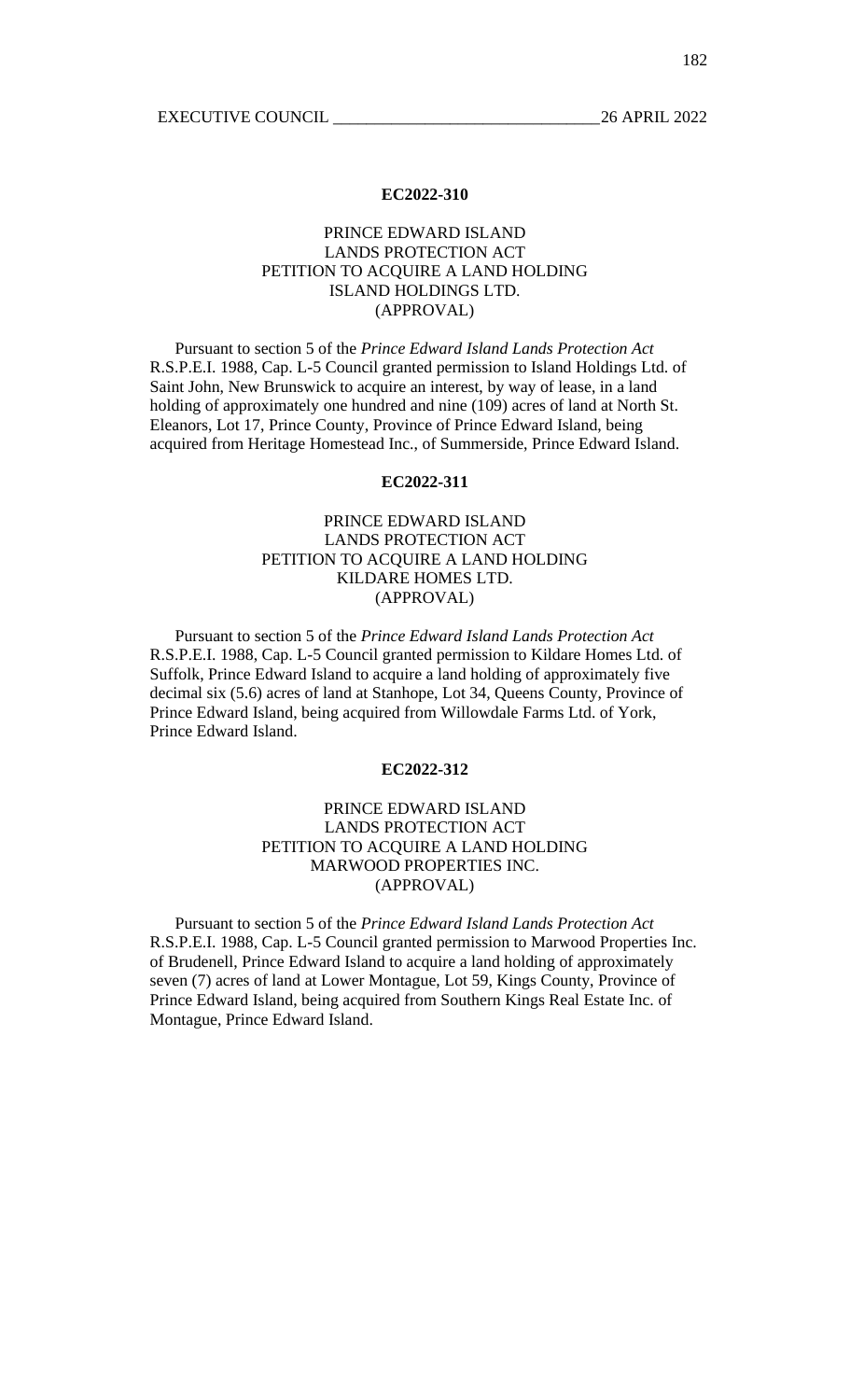## EC2022-310

PRINCE EDWARD ISLAND
LANDS PROTECTION ACT
PETITION TO ACQUIRE A LAND HOLDING
ISLAND HOLDINGS LTD.
(APPROVAL)

Pursuant to section 5 of the *Prince Edward Island Lands Protection Act* R.S.P.E.I. 1988, Cap. L-5 Council granted permission to Island Holdings Ltd. of Saint John, New Brunswick to acquire an interest, by way of lease, in a land holding of approximately one hundred and nine (109) acres of land at North St. Eleanors, Lot 17, Prince County, Province of Prince Edward Island, being acquired from Heritage Homestead Inc., of Summerside, Prince Edward Island.

## EC2022-311

PRINCE EDWARD ISLAND
LANDS PROTECTION ACT
PETITION TO ACQUIRE A LAND HOLDING
KILDARE HOMES LTD.
(APPROVAL)

Pursuant to section 5 of the *Prince Edward Island Lands Protection Act* R.S.P.E.I. 1988, Cap. L-5 Council granted permission to Kildare Homes Ltd. of Suffolk, Prince Edward Island to acquire a land holding of approximately five decimal six (5.6) acres of land at Stanhope, Lot 34, Queens County, Province of Prince Edward Island, being acquired from Willowdale Farms Ltd. of York, Prince Edward Island.

## EC2022-312

PRINCE EDWARD ISLAND
LANDS PROTECTION ACT
PETITION TO ACQUIRE A LAND HOLDING
MARWOOD PROPERTIES INC.
(APPROVAL)

Pursuant to section 5 of the *Prince Edward Island Lands Protection Act* R.S.P.E.I. 1988, Cap. L-5 Council granted permission to Marwood Properties Inc. of Brudenell, Prince Edward Island to acquire a land holding of approximately seven (7) acres of land at Lower Montague, Lot 59, Kings County, Province of Prince Edward Island, being acquired from Southern Kings Real Estate Inc. of Montague, Prince Edward Island.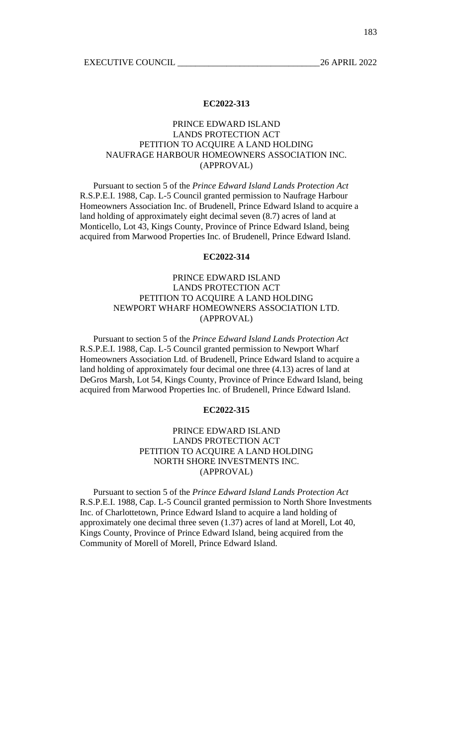### EC2022-313

PRINCE EDWARD ISLAND
LANDS PROTECTION ACT
PETITION TO ACQUIRE A LAND HOLDING
NAUFRAGE HARBOUR HOMEOWNERS ASSOCIATION INC.
(APPROVAL)

Pursuant to section 5 of the *Prince Edward Island Lands Protection Act* R.S.P.E.I. 1988, Cap. L-5 Council granted permission to Naufrage Harbour Homeowners Association Inc. of Brudenell, Prince Edward Island to acquire a land holding of approximately eight decimal seven (8.7) acres of land at Monticello, Lot 43, Kings County, Province of Prince Edward Island, being acquired from Marwood Properties Inc. of Brudenell, Prince Edward Island.

### EC2022-314

PRINCE EDWARD ISLAND
LANDS PROTECTION ACT
PETITION TO ACQUIRE A LAND HOLDING
NEWPORT WHARF HOMEOWNERS ASSOCIATION LTD.
(APPROVAL)

Pursuant to section 5 of the *Prince Edward Island Lands Protection Act* R.S.P.E.I. 1988, Cap. L-5 Council granted permission to Newport Wharf Homeowners Association Ltd. of Brudenell, Prince Edward Island to acquire a land holding of approximately four decimal one three (4.13) acres of land at DeGros Marsh, Lot 54, Kings County, Province of Prince Edward Island, being acquired from Marwood Properties Inc. of Brudenell, Prince Edward Island.

### EC2022-315

PRINCE EDWARD ISLAND
LANDS PROTECTION ACT
PETITION TO ACQUIRE A LAND HOLDING
NORTH SHORE INVESTMENTS INC.
(APPROVAL)

Pursuant to section 5 of the *Prince Edward Island Lands Protection Act* R.S.P.E.I. 1988, Cap. L-5 Council granted permission to North Shore Investments Inc. of Charlottetown, Prince Edward Island to acquire a land holding of approximately one decimal three seven (1.37) acres of land at Morell, Lot 40, Kings County, Province of Prince Edward Island, being acquired from the Community of Morell of Morell, Prince Edward Island.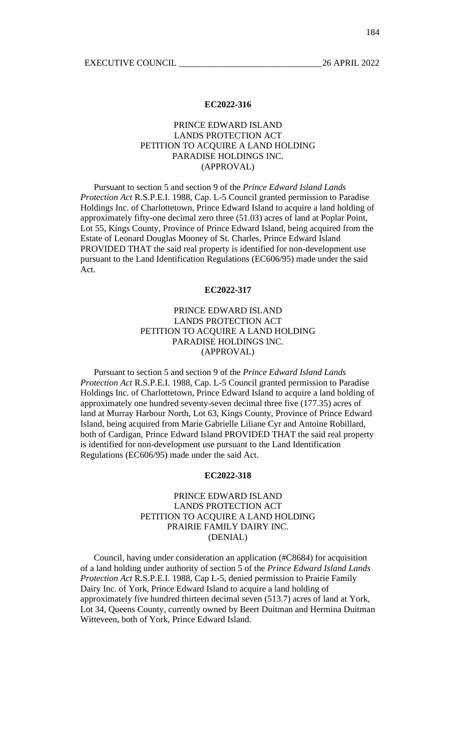### EC2022-316

PRINCE EDWARD ISLAND
LANDS PROTECTION ACT
PETITION TO ACQUIRE A LAND HOLDING
PARADISE HOLDINGS INC.
(APPROVAL)

Pursuant to section 5 and section 9 of the *Prince Edward Island Lands Protection Act* R.S.P.E.I. 1988, Cap. L-5 Council granted permission to Paradise Holdings Inc. of Charlottetown, Prince Edward Island to acquire a land holding of approximately fifty-one decimal zero three (51.03) acres of land at Poplar Point, Lot 55, Kings County, Province of Prince Edward Island, being acquired from the Estate of Leonard Douglas Mooney of St. Charles, Prince Edward Island PROVIDED THAT the said real property is identified for non-development use pursuant to the Land Identification Regulations (EC606/95) made under the said Act.

### EC2022-317

PRINCE EDWARD ISLAND
LANDS PROTECTION ACT
PETITION TO ACQUIRE A LAND HOLDING
PARADISE HOLDINGS INC.
(APPROVAL)

Pursuant to section 5 and section 9 of the *Prince Edward Island Lands Protection Act* R.S.P.E.I. 1988, Cap. L-5 Council granted permission to Paradise Holdings Inc. of Charlottetown, Prince Edward Island to acquire a land holding of approximately one hundred seventy-seven decimal three five (177.35) acres of land at Murray Harbour North, Lot 63, Kings County, Province of Prince Edward Island, being acquired from Marie Gabrielle Liliane Cyr and Antoine Robillard, both of Cardigan, Prince Edward Island PROVIDED THAT the said real property is identified for non-development use pursuant to the Land Identification Regulations (EC606/95) made under the said Act.

### EC2022-318

PRINCE EDWARD ISLAND
LANDS PROTECTION ACT
PETITION TO ACQUIRE A LAND HOLDING
PRAIRIE FAMILY DAIRY INC.
(DENIAL)

Council, having under consideration an application (#C8684) for acquisition of a land holding under authority of section 5 of the *Prince Edward Island Lands Protection Act* R.S.P.E.I. 1988, Cap L-5, denied permission to Prairie Family Dairy Inc. of York, Prince Edward Island to acquire a land holding of approximately five hundred thirteen decimal seven (513.7) acres of land at York, Lot 34, Queens County, currently owned by Beert Duitman and Hermina Duitman Witteveen, both of York, Prince Edward Island.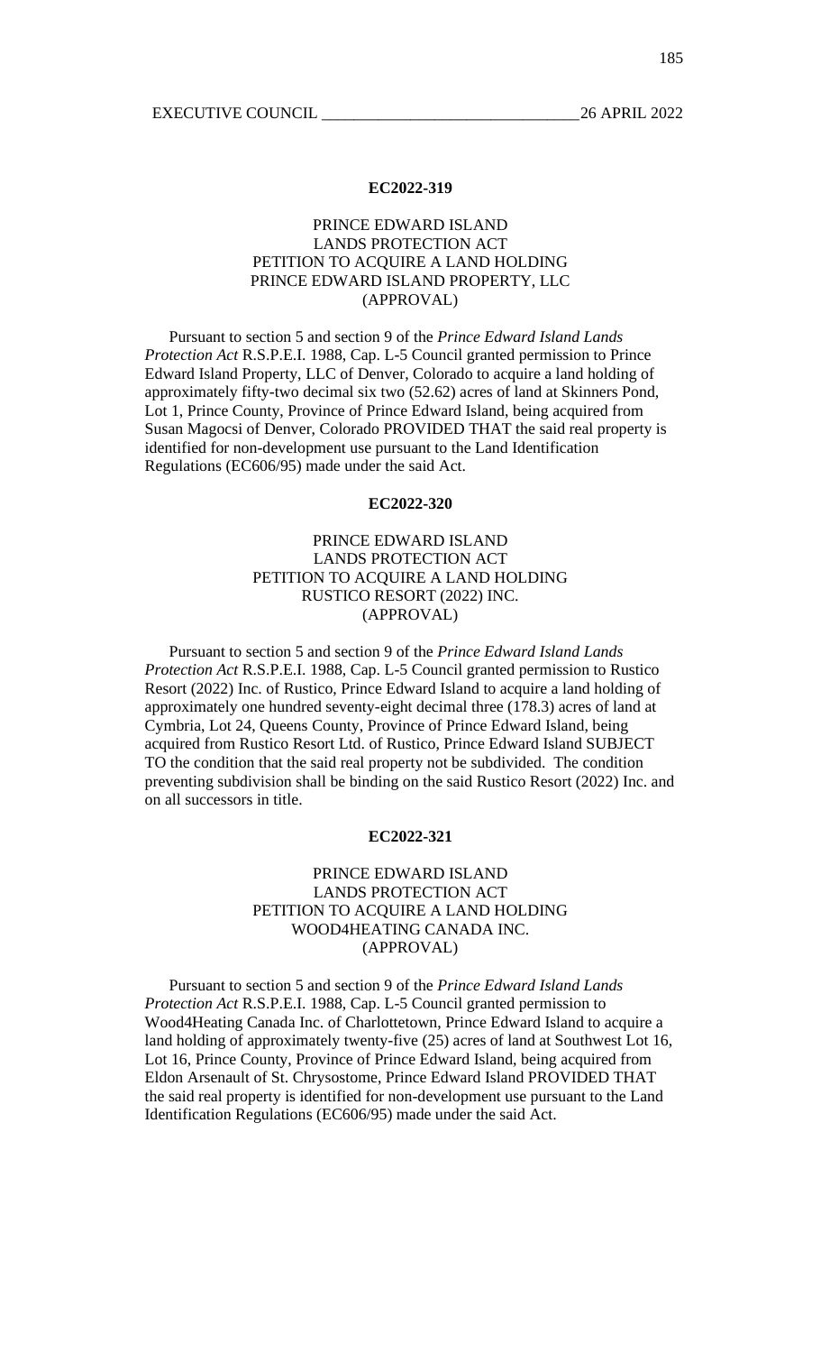## EC2022-319

**PRINCE EDWARD ISLAND**
**LANDS PROTECTION ACT**
**PETITION TO ACQUIRE A LAND HOLDING**
**PRINCE EDWARD ISLAND PROPERTY, LLC**
**(APPROVAL)**

Pursuant to section 5 and section 9 of the *Prince Edward Island Lands Protection Act* R.S.P.E.I. 1988, Cap. L-5 Council granted permission to Prince Edward Island Property, LLC of Denver, Colorado to acquire a land holding of approximately fifty-two decimal six two (52.62) acres of land at Skinners Pond, Lot 1, Prince County, Province of Prince Edward Island, being acquired from Susan Magocsi of Denver, Colorado PROVIDED THAT the said real property is identified for non-development use pursuant to the Land Identification Regulations (EC606/95) made under the said Act.

## EC2022-320

**PRINCE EDWARD ISLAND**
**LANDS PROTECTION ACT**
**PETITION TO ACQUIRE A LAND HOLDING**
**RUSTICO RESORT (2022) INC.**
**(APPROVAL)**

Pursuant to section 5 and section 9 of the *Prince Edward Island Lands Protection Act* R.S.P.E.I. 1988, Cap. L-5 Council granted permission to Rustico Resort (2022) Inc. of Rustico, Prince Edward Island to acquire a land holding of approximately one hundred seventy-eight decimal three (178.3) acres of land at Cymbria, Lot 24, Queens County, Province of Prince Edward Island, being acquired from Rustico Resort Ltd. of Rustico, Prince Edward Island SUBJECT TO the condition that the said real property not be subdivided. The condition preventing subdivision shall be binding on the said Rustico Resort (2022) Inc. and on all successors in title.

## EC2022-321

**PRINCE EDWARD ISLAND**
**LANDS PROTECTION ACT**
**PETITION TO ACQUIRE A LAND HOLDING**
**WOOD4HEATING CANADA INC.**
**(APPROVAL)**

Pursuant to section 5 and section 9 of the *Prince Edward Island Lands Protection Act* R.S.P.E.I. 1988, Cap. L-5 Council granted permission to Wood4Heating Canada Inc. of Charlottetown, Prince Edward Island to acquire a land holding of approximately twenty-five (25) acres of land at Southwest Lot 16, Lot 16, Prince County, Province of Prince Edward Island, being acquired from Eldon Arsenault of St. Chrysostome, Prince Edward Island PROVIDED THAT the said real property is identified for non-development use pursuant to the Land Identification Regulations (EC606/95) made under the said Act.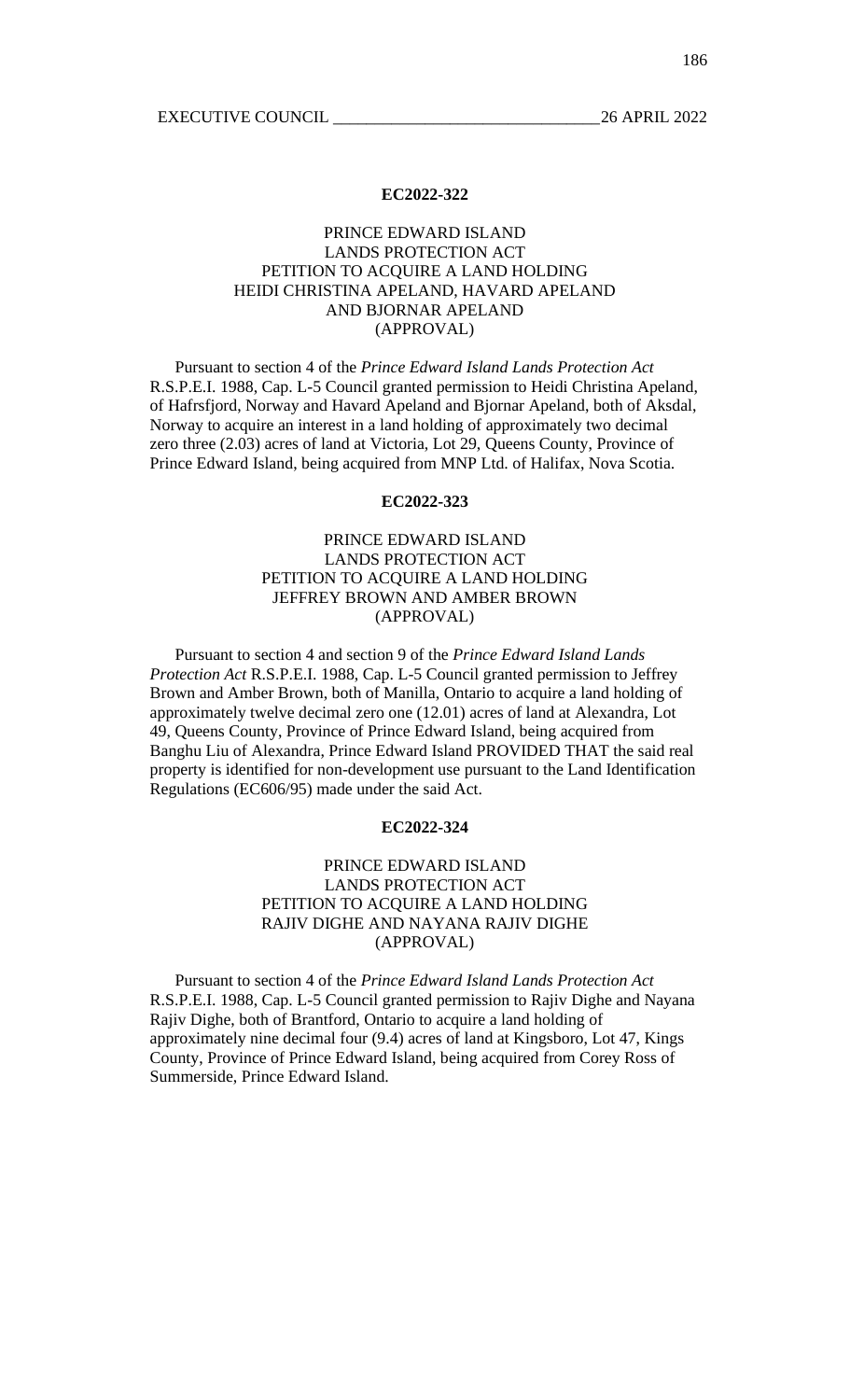**EC2022-322**

PRINCE EDWARD ISLAND
LANDS PROTECTION ACT
PETITION TO ACQUIRE A LAND HOLDING
HEIDI CHRISTINA APELAND, HAVARD APELAND
AND BJORNAR APELAND
(APPROVAL)

Pursuant to section 4 of the *Prince Edward Island Lands Protection Act* R.S.P.E.I. 1988, Cap. L-5 Council granted permission to Heidi Christina Apeland, of Hafrsfjord, Norway and Havard Apeland and Bjornar Apeland, both of Aksdal, Norway to acquire an interest in a land holding of approximately two decimal zero three (2.03) acres of land at Victoria, Lot 29, Queens County, Province of Prince Edward Island, being acquired from MNP Ltd. of Halifax, Nova Scotia.

**EC2022-323**

PRINCE EDWARD ISLAND
LANDS PROTECTION ACT
PETITION TO ACQUIRE A LAND HOLDING
JEFFREY BROWN AND AMBER BROWN
(APPROVAL)

Pursuant to section 4 and section 9 of the *Prince Edward Island Lands Protection Act* R.S.P.E.I. 1988, Cap. L-5 Council granted permission to Jeffrey Brown and Amber Brown, both of Manilla, Ontario to acquire a land holding of approximately twelve decimal zero one (12.01) acres of land at Alexandra, Lot 49, Queens County, Province of Prince Edward Island, being acquired from Banghu Liu of Alexandra, Prince Edward Island PROVIDED THAT the said real property is identified for non-development use pursuant to the Land Identification Regulations (EC606/95) made under the said Act.

**EC2022-324**

PRINCE EDWARD ISLAND
LANDS PROTECTION ACT
PETITION TO ACQUIRE A LAND HOLDING
RAJIV DIGHE AND NAYANA RAJIV DIGHE
(APPROVAL)

Pursuant to section 4 of the *Prince Edward Island Lands Protection Act* R.S.P.E.I. 1988, Cap. L-5 Council granted permission to Rajiv Dighe and Nayana Rajiv Dighe, both of Brantford, Ontario to acquire a land holding of approximately nine decimal four (9.4) acres of land at Kingsboro, Lot 47, Kings County, Province of Prince Edward Island, being acquired from Corey Ross of Summerside, Prince Edward Island.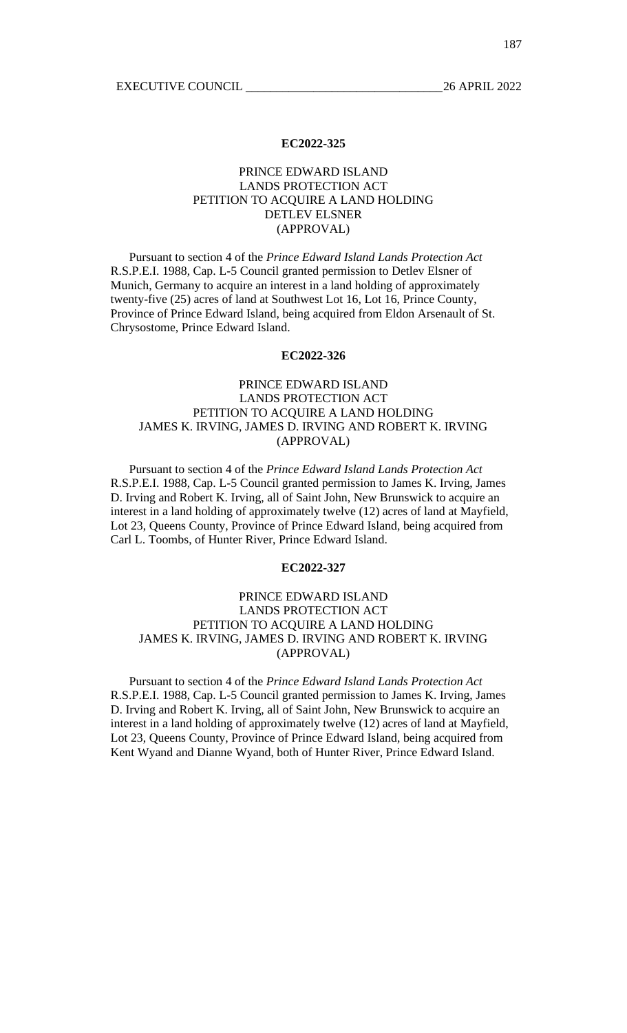### EC2022-325

PRINCE EDWARD ISLAND
LANDS PROTECTION ACT
PETITION TO ACQUIRE A LAND HOLDING
DETLEV ELSNER
(APPROVAL)

Pursuant to section 4 of the *Prince Edward Island Lands Protection Act* R.S.P.E.I. 1988, Cap. L-5 Council granted permission to Detlev Elsner of Munich, Germany to acquire an interest in a land holding of approximately twenty-five (25) acres of land at Southwest Lot 16, Lot 16, Prince County, Province of Prince Edward Island, being acquired from Eldon Arsenault of St. Chrysostome, Prince Edward Island.

### EC2022-326

PRINCE EDWARD ISLAND
LANDS PROTECTION ACT
PETITION TO ACQUIRE A LAND HOLDING
JAMES K. IRVING, JAMES D. IRVING AND ROBERT K. IRVING
(APPROVAL)

Pursuant to section 4 of the *Prince Edward Island Lands Protection Act* R.S.P.E.I. 1988, Cap. L-5 Council granted permission to James K. Irving, James D. Irving and Robert K. Irving, all of Saint John, New Brunswick to acquire an interest in a land holding of approximately twelve (12) acres of land at Mayfield, Lot 23, Queens County, Province of Prince Edward Island, being acquired from Carl L. Toombs, of Hunter River, Prince Edward Island.

### EC2022-327

PRINCE EDWARD ISLAND
LANDS PROTECTION ACT
PETITION TO ACQUIRE A LAND HOLDING
JAMES K. IRVING, JAMES D. IRVING AND ROBERT K. IRVING
(APPROVAL)

Pursuant to section 4 of the *Prince Edward Island Lands Protection Act* R.S.P.E.I. 1988, Cap. L-5 Council granted permission to James K. Irving, James D. Irving and Robert K. Irving, all of Saint John, New Brunswick to acquire an interest in a land holding of approximately twelve (12) acres of land at Mayfield, Lot 23, Queens County, Province of Prince Edward Island, being acquired from Kent Wyand and Dianne Wyand, both of Hunter River, Prince Edward Island.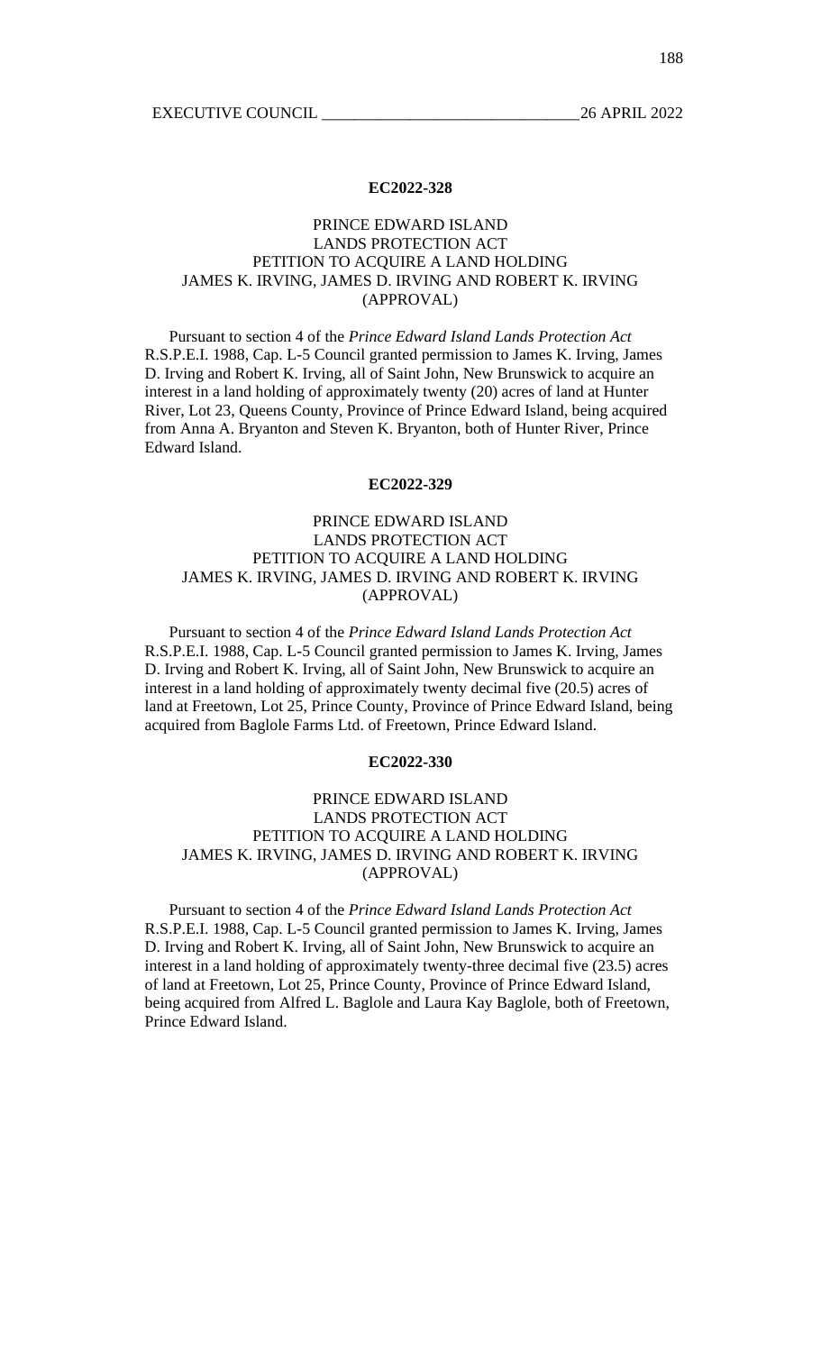## EC2022-328

**PRINCE EDWARD ISLAND LANDS PROTECTION ACT PETITION TO ACQUIRE A LAND HOLDING JAMES K. IRVING, JAMES D. IRVING AND ROBERT K. IRVING (APPROVAL)**

Pursuant to section 4 of the *Prince Edward Island Lands Protection Act* R.S.P.E.I. 1988, Cap. L-5 Council granted permission to James K. Irving, James D. Irving and Robert K. Irving, all of Saint John, New Brunswick to acquire an interest in a land holding of approximately twenty (20) acres of land at Hunter River, Lot 23, Queens County, Province of Prince Edward Island, being acquired from Anna A. Bryanton and Steven K. Bryanton, both of Hunter River, Prince Edward Island.

## EC2022-329

**PRINCE EDWARD ISLAND LANDS PROTECTION ACT PETITION TO ACQUIRE A LAND HOLDING JAMES K. IRVING, JAMES D. IRVING AND ROBERT K. IRVING (APPROVAL)**

Pursuant to section 4 of the *Prince Edward Island Lands Protection Act* R.S.P.E.I. 1988, Cap. L-5 Council granted permission to James K. Irving, James D. Irving and Robert K. Irving, all of Saint John, New Brunswick to acquire an interest in a land holding of approximately twenty decimal five (20.5) acres of land at Freetown, Lot 25, Prince County, Province of Prince Edward Island, being acquired from Baglole Farms Ltd. of Freetown, Prince Edward Island.

## EC2022-330

**PRINCE EDWARD ISLAND LANDS PROTECTION ACT PETITION TO ACQUIRE A LAND HOLDING JAMES K. IRVING, JAMES D. IRVING AND ROBERT K. IRVING (APPROVAL)**

Pursuant to section 4 of the *Prince Edward Island Lands Protection Act* R.S.P.E.I. 1988, Cap. L-5 Council granted permission to James K. Irving, James D. Irving and Robert K. Irving, all of Saint John, New Brunswick to acquire an interest in a land holding of approximately twenty-three decimal five (23.5) acres of land at Freetown, Lot 25, Prince County, Province of Prince Edward Island, being acquired from Alfred L. Baglole and Laura Kay Baglole, both of Freetown, Prince Edward Island.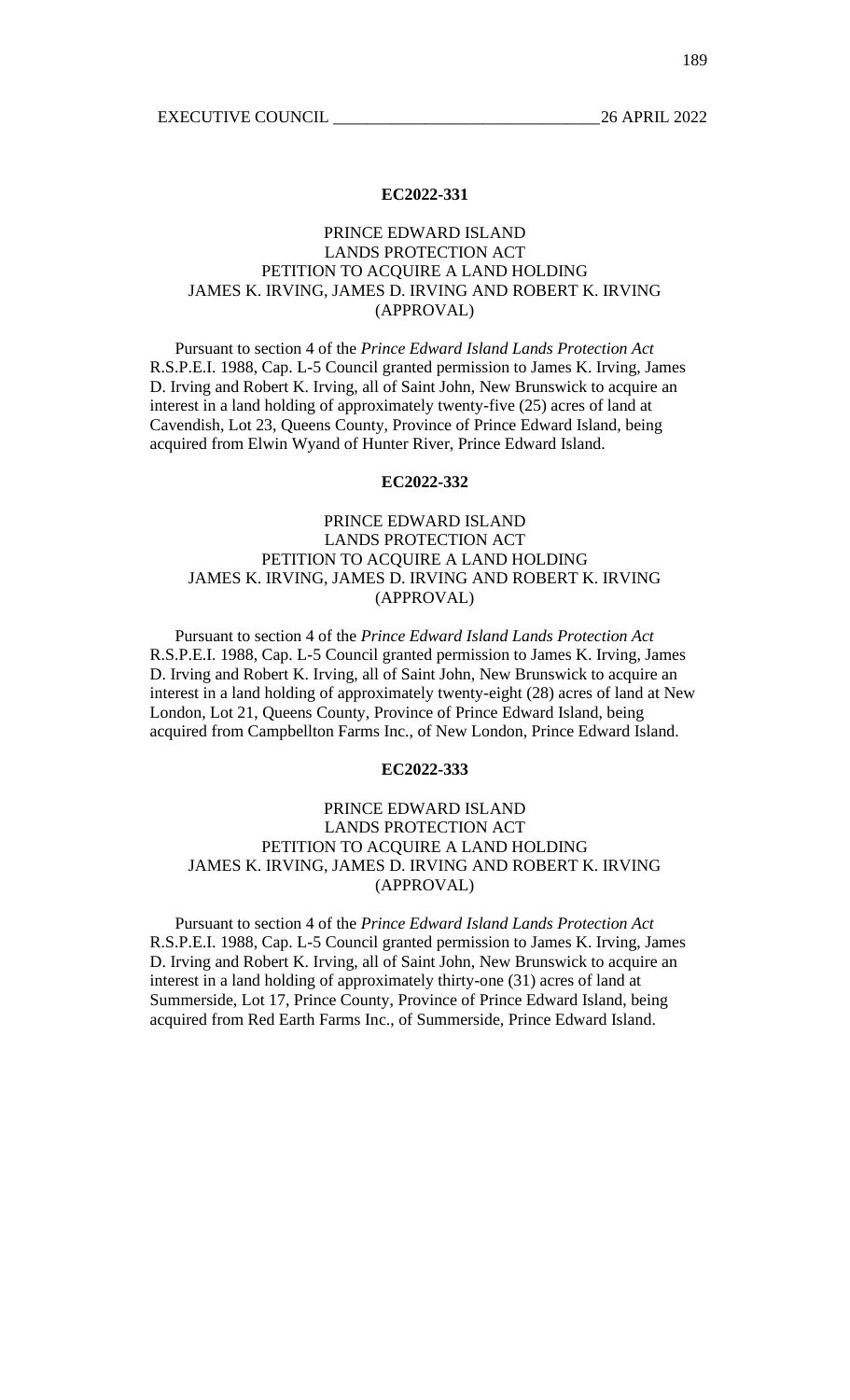## EC2022-331

### PRINCE EDWARD ISLAND LANDS PROTECTION ACT PETITION TO ACQUIRE A LAND HOLDING JAMES K. IRVING, JAMES D. IRVING AND ROBERT K. IRVING (APPROVAL)

Pursuant to section 4 of the *Prince Edward Island Lands Protection Act* R.S.P.E.I. 1988, Cap. L-5 Council granted permission to James K. Irving, James D. Irving and Robert K. Irving, all of Saint John, New Brunswick to acquire an interest in a land holding of approximately twenty-five (25) acres of land at Cavendish, Lot 23, Queens County, Province of Prince Edward Island, being acquired from Elwin Wyand of Hunter River, Prince Edward Island.

## EC2022-332

### PRINCE EDWARD ISLAND LANDS PROTECTION ACT PETITION TO ACQUIRE A LAND HOLDING JAMES K. IRVING, JAMES D. IRVING AND ROBERT K. IRVING (APPROVAL)

Pursuant to section 4 of the *Prince Edward Island Lands Protection Act* R.S.P.E.I. 1988, Cap. L-5 Council granted permission to James K. Irving, James D. Irving and Robert K. Irving, all of Saint John, New Brunswick to acquire an interest in a land holding of approximately twenty-eight (28) acres of land at New London, Lot 21, Queens County, Province of Prince Edward Island, being acquired from Campbellton Farms Inc., of New London, Prince Edward Island.

## EC2022-333

### PRINCE EDWARD ISLAND LANDS PROTECTION ACT PETITION TO ACQUIRE A LAND HOLDING JAMES K. IRVING, JAMES D. IRVING AND ROBERT K. IRVING (APPROVAL)

Pursuant to section 4 of the *Prince Edward Island Lands Protection Act* R.S.P.E.I. 1988, Cap. L-5 Council granted permission to James K. Irving, James D. Irving and Robert K. Irving, all of Saint John, New Brunswick to acquire an interest in a land holding of approximately thirty-one (31) acres of land at Summerside, Lot 17, Prince County, Province of Prince Edward Island, being acquired from Red Earth Farms Inc., of Summerside, Prince Edward Island.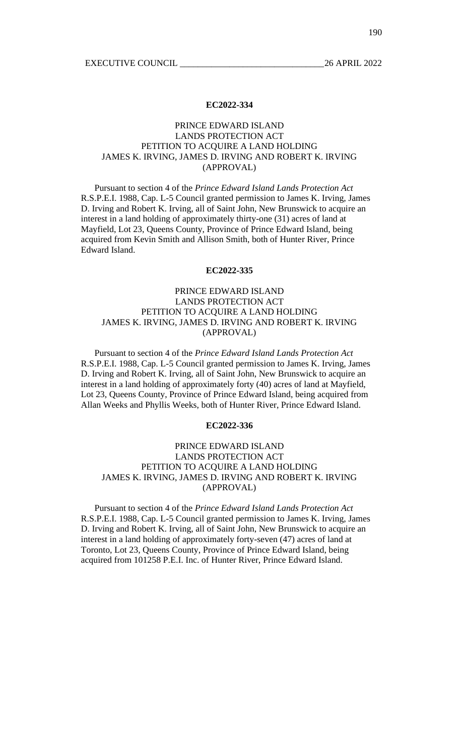**EC2022-334**

PRINCE EDWARD ISLAND
LANDS PROTECTION ACT
PETITION TO ACQUIRE A LAND HOLDING
JAMES K. IRVING, JAMES D. IRVING AND ROBERT K. IRVING
(APPROVAL)

Pursuant to section 4 of the *Prince Edward Island Lands Protection Act* R.S.P.E.I. 1988, Cap. L-5 Council granted permission to James K. Irving, James D. Irving and Robert K. Irving, all of Saint John, New Brunswick to acquire an interest in a land holding of approximately thirty-one (31) acres of land at Mayfield, Lot 23, Queens County, Province of Prince Edward Island, being acquired from Kevin Smith and Allison Smith, both of Hunter River, Prince Edward Island.

**EC2022-335**

PRINCE EDWARD ISLAND
LANDS PROTECTION ACT
PETITION TO ACQUIRE A LAND HOLDING
JAMES K. IRVING, JAMES D. IRVING AND ROBERT K. IRVING
(APPROVAL)

Pursuant to section 4 of the *Prince Edward Island Lands Protection Act* R.S.P.E.I. 1988, Cap. L-5 Council granted permission to James K. Irving, James D. Irving and Robert K. Irving, all of Saint John, New Brunswick to acquire an interest in a land holding of approximately forty (40) acres of land at Mayfield, Lot 23, Queens County, Province of Prince Edward Island, being acquired from Allan Weeks and Phyllis Weeks, both of Hunter River, Prince Edward Island.

**EC2022-336**

PRINCE EDWARD ISLAND
LANDS PROTECTION ACT
PETITION TO ACQUIRE A LAND HOLDING
JAMES K. IRVING, JAMES D. IRVING AND ROBERT K. IRVING
(APPROVAL)

Pursuant to section 4 of the *Prince Edward Island Lands Protection Act* R.S.P.E.I. 1988, Cap. L-5 Council granted permission to James K. Irving, James D. Irving and Robert K. Irving, all of Saint John, New Brunswick to acquire an interest in a land holding of approximately forty-seven (47) acres of land at Toronto, Lot 23, Queens County, Province of Prince Edward Island, being acquired from 101258 P.E.I. Inc. of Hunter River, Prince Edward Island.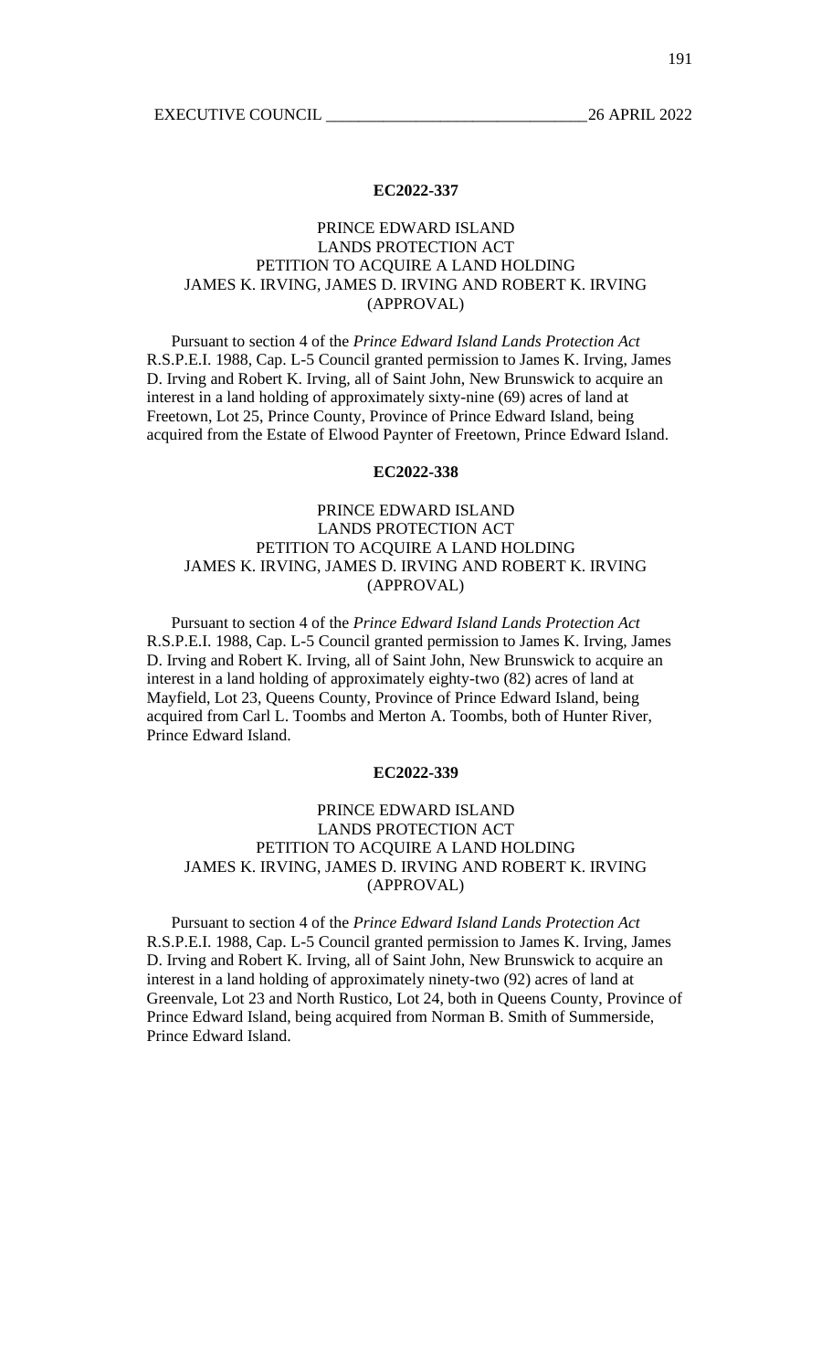### EC2022-337

PRINCE EDWARD ISLAND
LANDS PROTECTION ACT
PETITION TO ACQUIRE A LAND HOLDING
JAMES K. IRVING, JAMES D. IRVING AND ROBERT K. IRVING
(APPROVAL)

Pursuant to section 4 of the *Prince Edward Island Lands Protection Act* R.S.P.E.I. 1988, Cap. L-5 Council granted permission to James K. Irving, James D. Irving and Robert K. Irving, all of Saint John, New Brunswick to acquire an interest in a land holding of approximately sixty-nine (69) acres of land at Freetown, Lot 25, Prince County, Province of Prince Edward Island, being acquired from the Estate of Elwood Paynter of Freetown, Prince Edward Island.

### EC2022-338

PRINCE EDWARD ISLAND
LANDS PROTECTION ACT
PETITION TO ACQUIRE A LAND HOLDING
JAMES K. IRVING, JAMES D. IRVING AND ROBERT K. IRVING
(APPROVAL)

Pursuant to section 4 of the *Prince Edward Island Lands Protection Act* R.S.P.E.I. 1988, Cap. L-5 Council granted permission to James K. Irving, James D. Irving and Robert K. Irving, all of Saint John, New Brunswick to acquire an interest in a land holding of approximately eighty-two (82) acres of land at Mayfield, Lot 23, Queens County, Province of Prince Edward Island, being acquired from Carl L. Toombs and Merton A. Toombs, both of Hunter River, Prince Edward Island.

### EC2022-339

PRINCE EDWARD ISLAND
LANDS PROTECTION ACT
PETITION TO ACQUIRE A LAND HOLDING
JAMES K. IRVING, JAMES D. IRVING AND ROBERT K. IRVING
(APPROVAL)

Pursuant to section 4 of the *Prince Edward Island Lands Protection Act* R.S.P.E.I. 1988, Cap. L-5 Council granted permission to James K. Irving, James D. Irving and Robert K. Irving, all of Saint John, New Brunswick to acquire an interest in a land holding of approximately ninety-two (92) acres of land at Greenvale, Lot 23 and North Rustico, Lot 24, both in Queens County, Province of Prince Edward Island, being acquired from Norman B. Smith of Summerside, Prince Edward Island.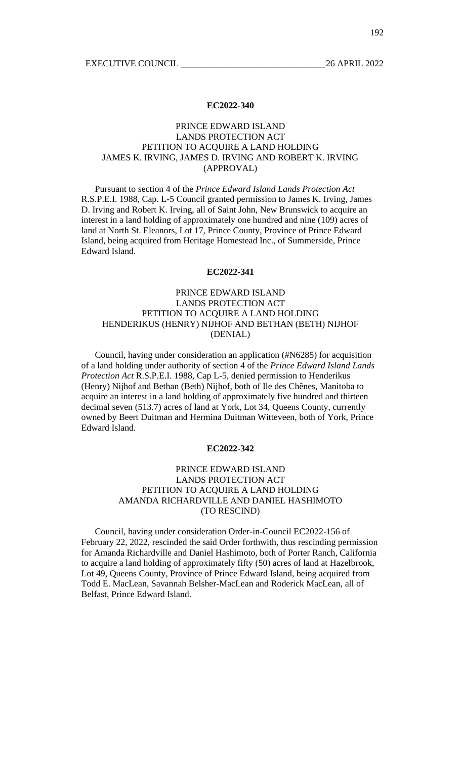**EC2022-340**

PRINCE EDWARD ISLAND
LANDS PROTECTION ACT
PETITION TO ACQUIRE A LAND HOLDING
JAMES K. IRVING, JAMES D. IRVING AND ROBERT K. IRVING
(APPROVAL)

Pursuant to section 4 of the *Prince Edward Island Lands Protection Act* R.S.P.E.I. 1988, Cap. L-5 Council granted permission to James K. Irving, James D. Irving and Robert K. Irving, all of Saint John, New Brunswick to acquire an interest in a land holding of approximately one hundred and nine (109) acres of land at North St. Eleanors, Lot 17, Prince County, Province of Prince Edward Island, being acquired from Heritage Homestead Inc., of Summerside, Prince Edward Island.

**EC2022-341**

PRINCE EDWARD ISLAND
LANDS PROTECTION ACT
PETITION TO ACQUIRE A LAND HOLDING
HENDERIKUS (HENRY) NIJHOF AND BETHAN (BETH) NIJHOF
(DENIAL)

Council, having under consideration an application (#N6285) for acquisition of a land holding under authority of section 4 of the *Prince Edward Island Lands Protection Act* R.S.P.E.I. 1988, Cap L-5, denied permission to Henderikus (Henry) Nijhof and Bethan (Beth) Nijhof, both of Ile des Chênes, Manitoba to acquire an interest in a land holding of approximately five hundred and thirteen decimal seven (513.7) acres of land at York, Lot 34, Queens County, currently owned by Beert Duitman and Hermina Duitman Witteveen, both of York, Prince Edward Island.

**EC2022-342**

PRINCE EDWARD ISLAND
LANDS PROTECTION ACT
PETITION TO ACQUIRE A LAND HOLDING
AMANDA RICHARDVILLE AND DANIEL HASHIMOTO
(TO RESCIND)

Council, having under consideration Order-in-Council EC2022-156 of February 22, 2022, rescinded the said Order forthwith, thus rescinding permission for Amanda Richardville and Daniel Hashimoto, both of Porter Ranch, California to acquire a land holding of approximately fifty (50) acres of land at Hazelbrook, Lot 49, Queens County, Province of Prince Edward Island, being acquired from Todd E. MacLean, Savannah Belsher-MacLean and Roderick MacLean, all of Belfast, Prince Edward Island.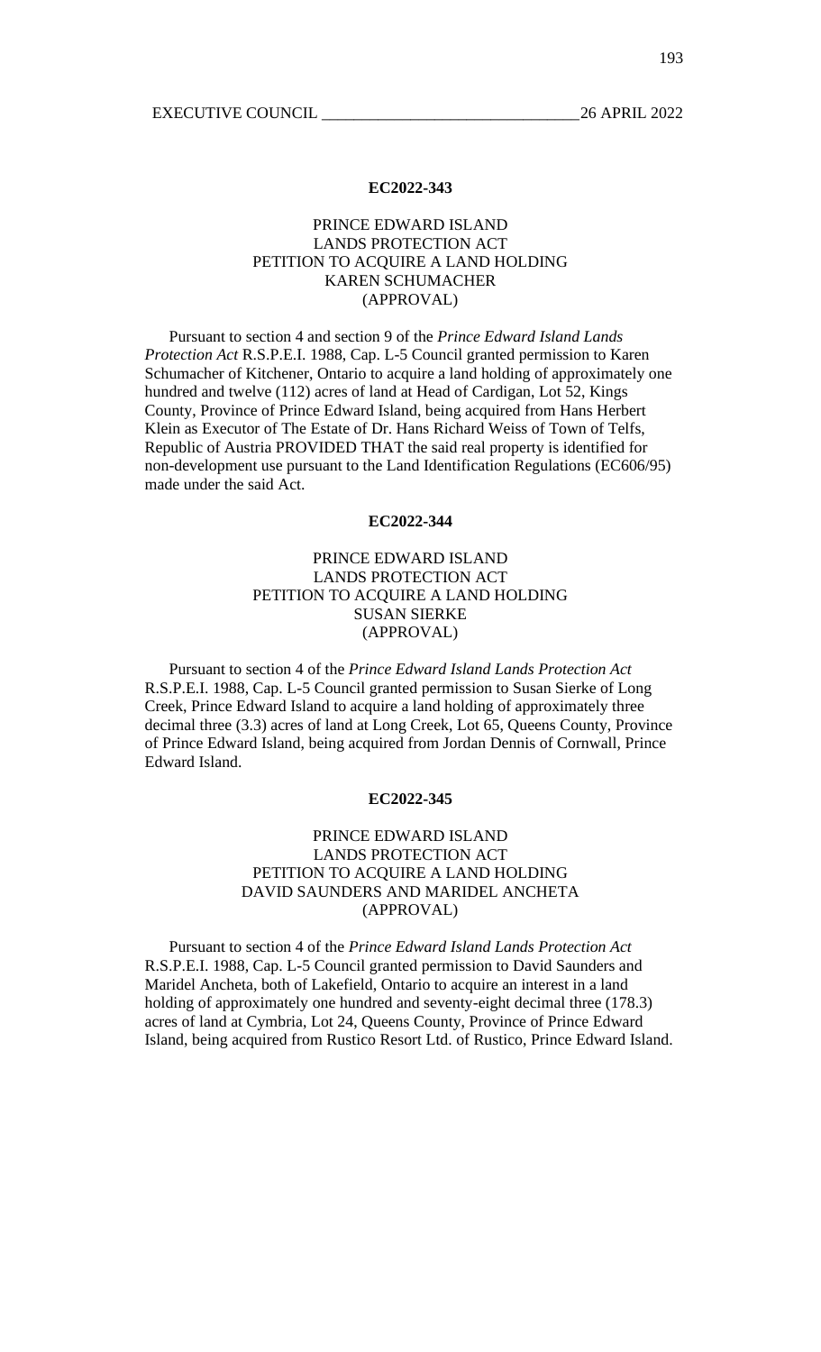**EC2022-343**

PRINCE EDWARD ISLAND
LANDS PROTECTION ACT
PETITION TO ACQUIRE A LAND HOLDING
KAREN SCHUMACHER
(APPROVAL)

Pursuant to section 4 and section 9 of the *Prince Edward Island Lands Protection Act* R.S.P.E.I. 1988, Cap. L-5 Council granted permission to Karen Schumacher of Kitchener, Ontario to acquire a land holding of approximately one hundred and twelve (112) acres of land at Head of Cardigan, Lot 52, Kings County, Province of Prince Edward Island, being acquired from Hans Herbert Klein as Executor of The Estate of Dr. Hans Richard Weiss of Town of Telfs, Republic of Austria PROVIDED THAT the said real property is identified for non-development use pursuant to the Land Identification Regulations (EC606/95) made under the said Act.

**EC2022-344**

PRINCE EDWARD ISLAND
LANDS PROTECTION ACT
PETITION TO ACQUIRE A LAND HOLDING
SUSAN SIERKE
(APPROVAL)

Pursuant to section 4 of the *Prince Edward Island Lands Protection Act* R.S.P.E.I. 1988, Cap. L-5 Council granted permission to Susan Sierke of Long Creek, Prince Edward Island to acquire a land holding of approximately three decimal three (3.3) acres of land at Long Creek, Lot 65, Queens County, Province of Prince Edward Island, being acquired from Jordan Dennis of Cornwall, Prince Edward Island.

**EC2022-345**

PRINCE EDWARD ISLAND
LANDS PROTECTION ACT
PETITION TO ACQUIRE A LAND HOLDING
DAVID SAUNDERS AND MARIDEL ANCHETA
(APPROVAL)

Pursuant to section 4 of the *Prince Edward Island Lands Protection Act* R.S.P.E.I. 1988, Cap. L-5 Council granted permission to David Saunders and Maridel Ancheta, both of Lakefield, Ontario to acquire an interest in a land holding of approximately one hundred and seventy-eight decimal three (178.3) acres of land at Cymbria, Lot 24, Queens County, Province of Prince Edward Island, being acquired from Rustico Resort Ltd. of Rustico, Prince Edward Island.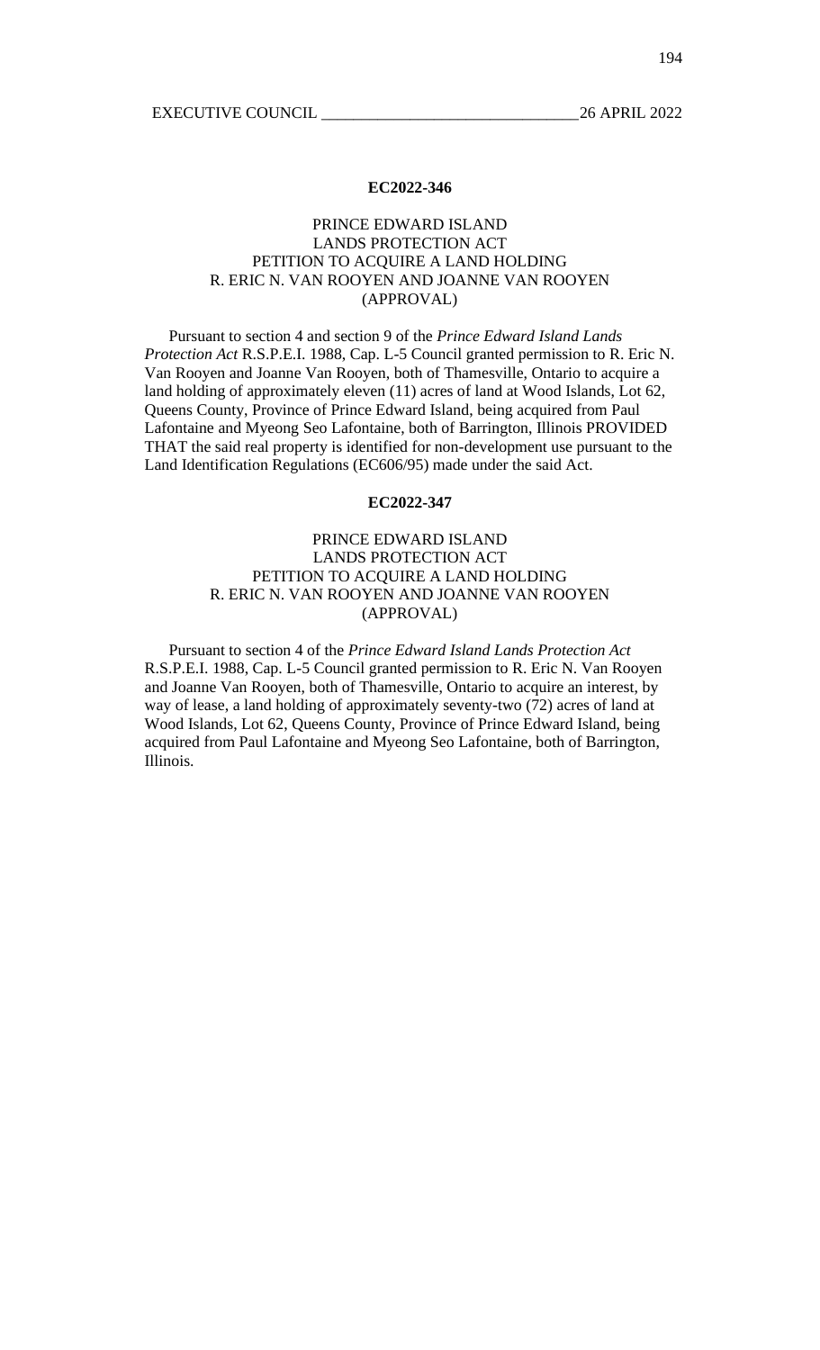**EC2022-346**

PRINCE EDWARD ISLAND
LANDS PROTECTION ACT
PETITION TO ACQUIRE A LAND HOLDING
R. ERIC N. VAN ROOYEN AND JOANNE VAN ROOYEN
(APPROVAL)

Pursuant to section 4 and section 9 of the *Prince Edward Island Lands Protection Act* R.S.P.E.I. 1988, Cap. L-5 Council granted permission to R. Eric N. Van Rooyen and Joanne Van Rooyen, both of Thamesville, Ontario to acquire a land holding of approximately eleven (11) acres of land at Wood Islands, Lot 62, Queens County, Province of Prince Edward Island, being acquired from Paul Lafontaine and Myeong Seo Lafontaine, both of Barrington, Illinois PROVIDED THAT the said real property is identified for non-development use pursuant to the Land Identification Regulations (EC606/95) made under the said Act.

**EC2022-347**

PRINCE EDWARD ISLAND
LANDS PROTECTION ACT
PETITION TO ACQUIRE A LAND HOLDING
R. ERIC N. VAN ROOYEN AND JOANNE VAN ROOYEN
(APPROVAL)

Pursuant to section 4 of the *Prince Edward Island Lands Protection Act* R.S.P.E.I. 1988, Cap. L-5 Council granted permission to R. Eric N. Van Rooyen and Joanne Van Rooyen, both of Thamesville, Ontario to acquire an interest, by way of lease, a land holding of approximately seventy-two (72) acres of land at Wood Islands, Lot 62, Queens County, Province of Prince Edward Island, being acquired from Paul Lafontaine and Myeong Seo Lafontaine, both of Barrington, Illinois.